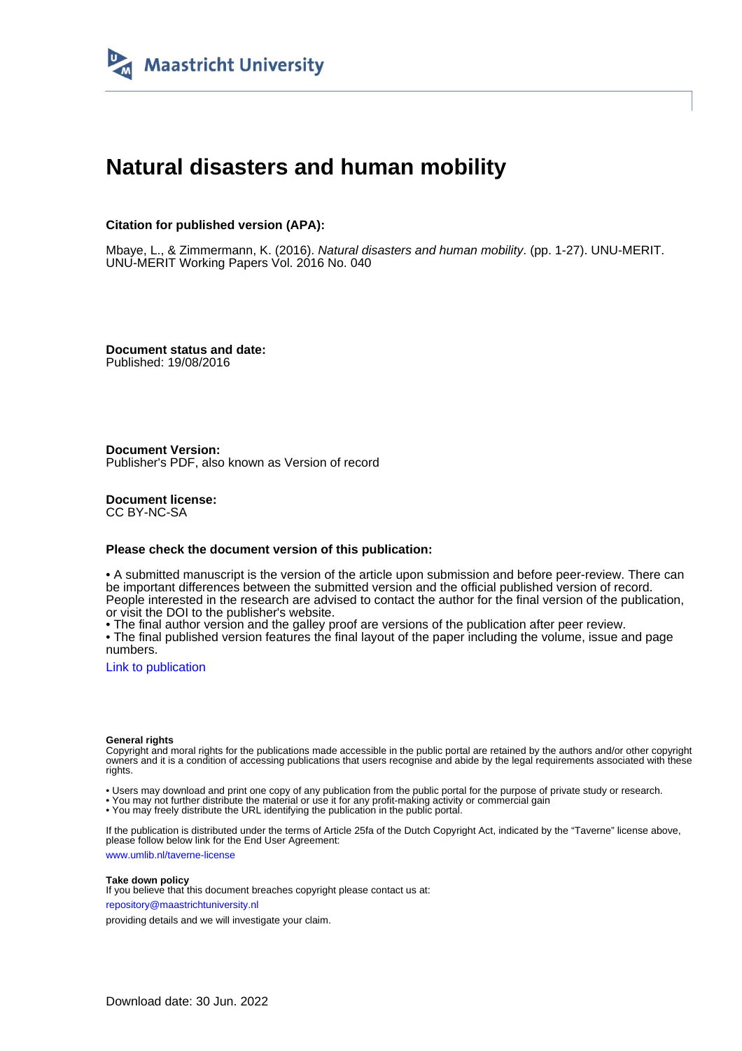Maastricht University

# Natural disasters and human mobility

**Citation for published version (APA):**

Mbaye, L., & Zimmermann, K. (2016). *Natural disasters and human mobility*. (pp. 1-27). UNU-MERIT. UNU-MERIT Working Papers Vol. 2016 No. 040

**Document status and date:**
Published: 19/08/2016

**Document Version:**
Publisher's PDF, also known as Version of record

**Document license:**
CC BY-NC-SA

**Please check the document version of this publication:**

• A submitted manuscript is the version of the article upon submission and before peer-review. There can be important differences between the submitted version and the official published version of record. People interested in the research are advised to contact the author for the final version of the publication, or visit the DOI to the publisher's website.
• The final author version and the galley proof are versions of the publication after peer review.
• The final published version features the final layout of the paper including the volume, issue and page numbers.

Link to publication

**General rights**
Copyright and moral rights for the publications made accessible in the public portal are retained by the authors and/or other copyright owners and it is a condition of accessing publications that users recognise and abide by the legal requirements associated with these rights.

• Users may download and print one copy of any publication from the public portal for the purpose of private study or research.
• You may not further distribute the material or use it for any profit-making activity or commercial gain
• You may freely distribute the URL identifying the publication in the public portal.

If the publication is distributed under the terms of Article 25fa of the Dutch Copyright Act, indicated by the "Taverne" license above, please follow below link for the End User Agreement:

www.umlib.nl/taverne-license

**Take down policy**
If you believe that this document breaches copyright please contact us at:

repository@maastrichtuniversity.nl

providing details and we will investigate your claim.

Download date: 30 Jun. 2022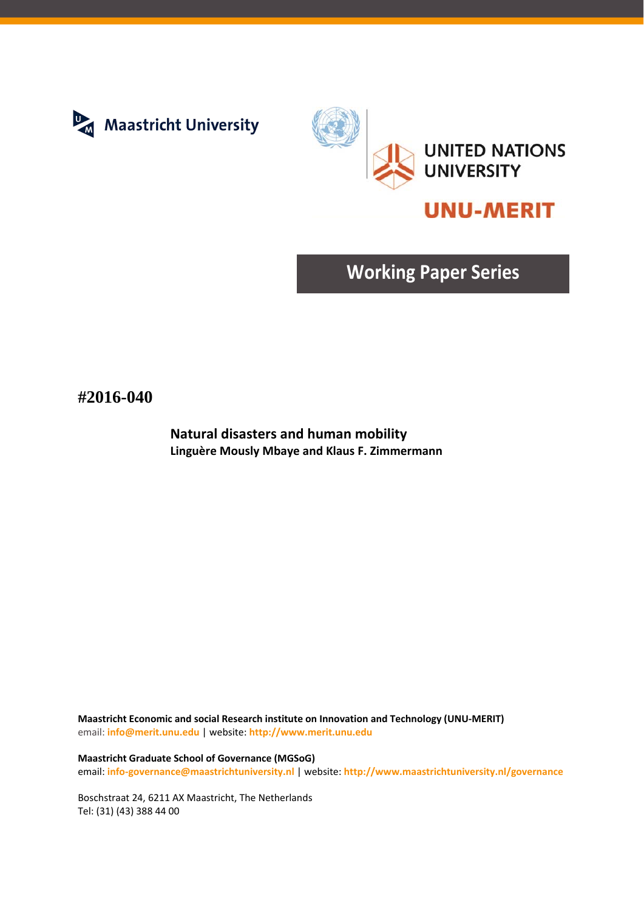# Working Paper Series

**#2016-040**

**Natural disasters and human mobility**
**Linguère Mously Mbaye and Klaus F. Zimmermann**

**Maastricht Economic and social Research institute on Innovation and Technology (UNU-MERIT)**
email: info@merit.unu.edu | website: http://www.merit.unu.edu

**Maastricht Graduate School of Governance (MGSoG)**
email: info-governance@maastrichtuniversity.nl | website: http://www.maastrichtuniversity.nl/governance

Boschstraat 24, 6211 AX Maastricht, The Netherlands
Tel: (31) (43) 388 44 00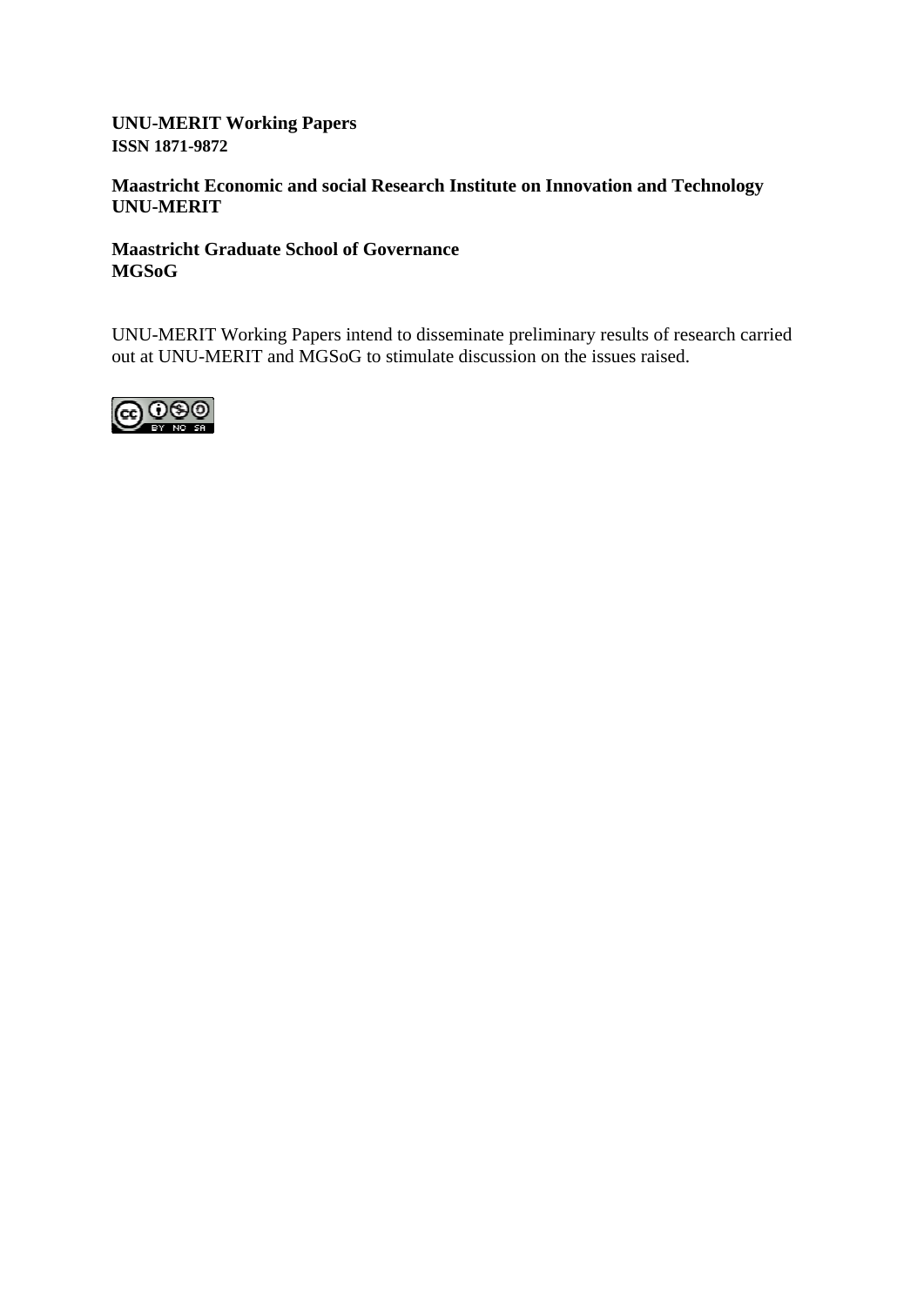**UNU-MERIT Working Papers**
**ISSN 1871-9872**

**Maastricht Economic and social Research Institute on Innovation and Technology**
**UNU-MERIT**

**Maastricht Graduate School of Governance**
**MGSoG**

UNU-MERIT Working Papers intend to disseminate preliminary results of research carried out at UNU-MERIT and MGSoG to stimulate discussion on the issues raised.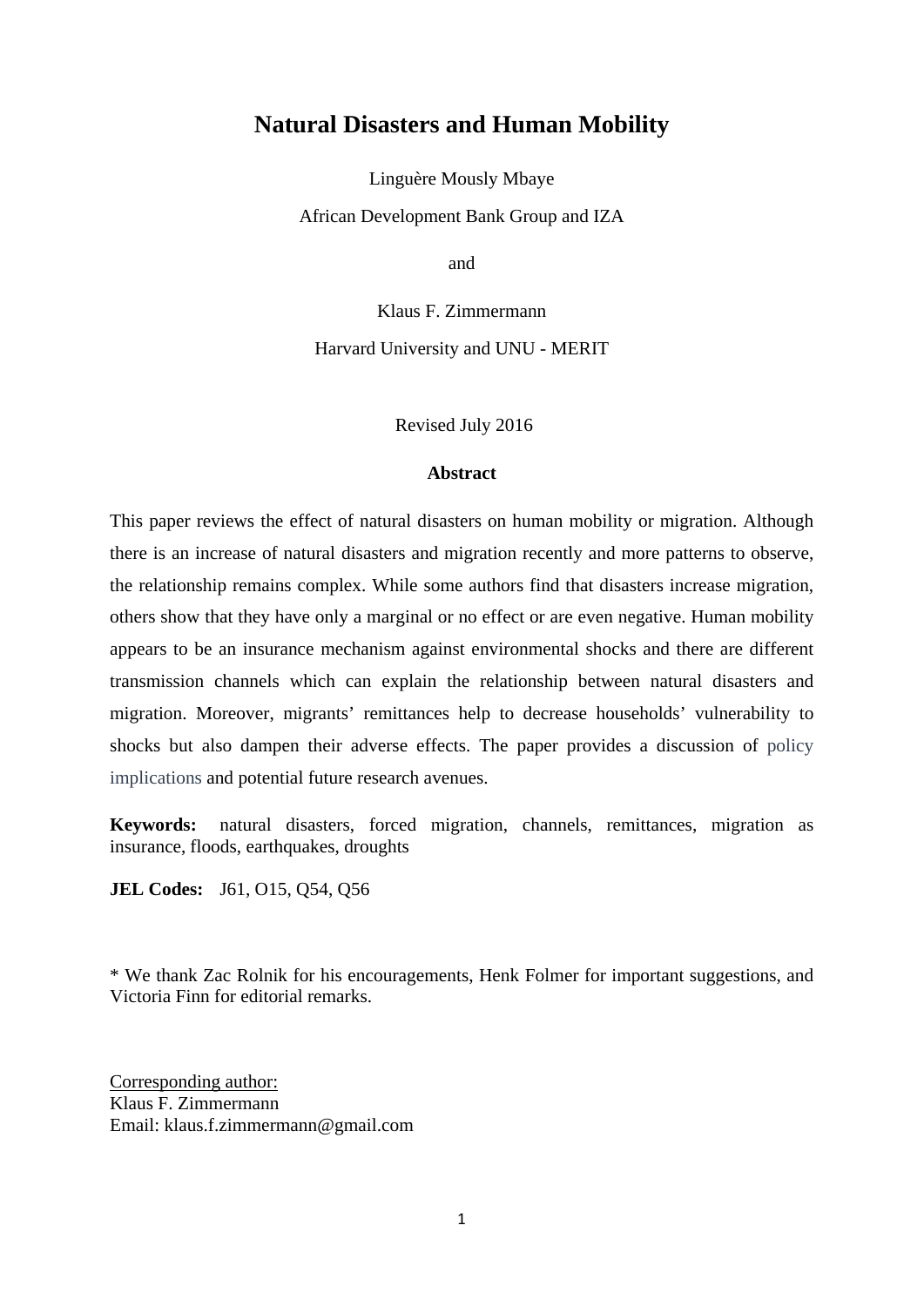# Natural Disasters and Human Mobility

Linguère Mously Mbaye

African Development Bank Group and IZA

and

Klaus F. Zimmermann

Harvard University and UNU - MERIT

Revised July 2016

**Abstract**

This paper reviews the effect of natural disasters on human mobility or migration. Although there is an increase of natural disasters and migration recently and more patterns to observe, the relationship remains complex. While some authors find that disasters increase migration, others show that they have only a marginal or no effect or are even negative. Human mobility appears to be an insurance mechanism against environmental shocks and there are different transmission channels which can explain the relationship between natural disasters and migration. Moreover, migrants' remittances help to decrease households' vulnerability to shocks but also dampen their adverse effects. The paper provides a discussion of policy implications and potential future research avenues.

**Keywords:** natural disasters, forced migration, channels, remittances, migration as insurance, floods, earthquakes, droughts

**JEL Codes:** J61, O15, Q54, Q56

\* We thank Zac Rolnik for his encouragements, Henk Folmer for important suggestions, and Victoria Finn for editorial remarks.

Corresponding author:
Klaus F. Zimmermann
Email: klaus.f.zimmermann@gmail.com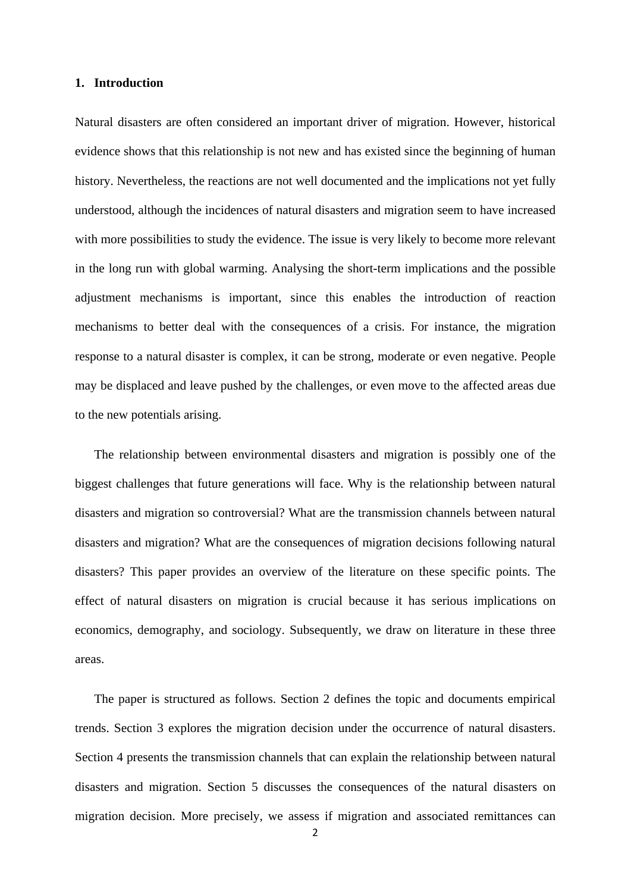## 1. Introduction

Natural disasters are often considered an important driver of migration. However, historical evidence shows that this relationship is not new and has existed since the beginning of human history. Nevertheless, the reactions are not well documented and the implications not yet fully understood, although the incidences of natural disasters and migration seem to have increased with more possibilities to study the evidence. The issue is very likely to become more relevant in the long run with global warming. Analysing the short-term implications and the possible adjustment mechanisms is important, since this enables the introduction of reaction mechanisms to better deal with the consequences of a crisis. For instance, the migration response to a natural disaster is complex, it can be strong, moderate or even negative. People may be displaced and leave pushed by the challenges, or even move to the affected areas due to the new potentials arising.

The relationship between environmental disasters and migration is possibly one of the biggest challenges that future generations will face. Why is the relationship between natural disasters and migration so controversial? What are the transmission channels between natural disasters and migration? What are the consequences of migration decisions following natural disasters? This paper provides an overview of the literature on these specific points. The effect of natural disasters on migration is crucial because it has serious implications on economics, demography, and sociology. Subsequently, we draw on literature in these three areas.

The paper is structured as follows. Section 2 defines the topic and documents empirical trends. Section 3 explores the migration decision under the occurrence of natural disasters. Section 4 presents the transmission channels that can explain the relationship between natural disasters and migration. Section 5 discusses the consequences of the natural disasters on migration decision. More precisely, we assess if migration and associated remittances can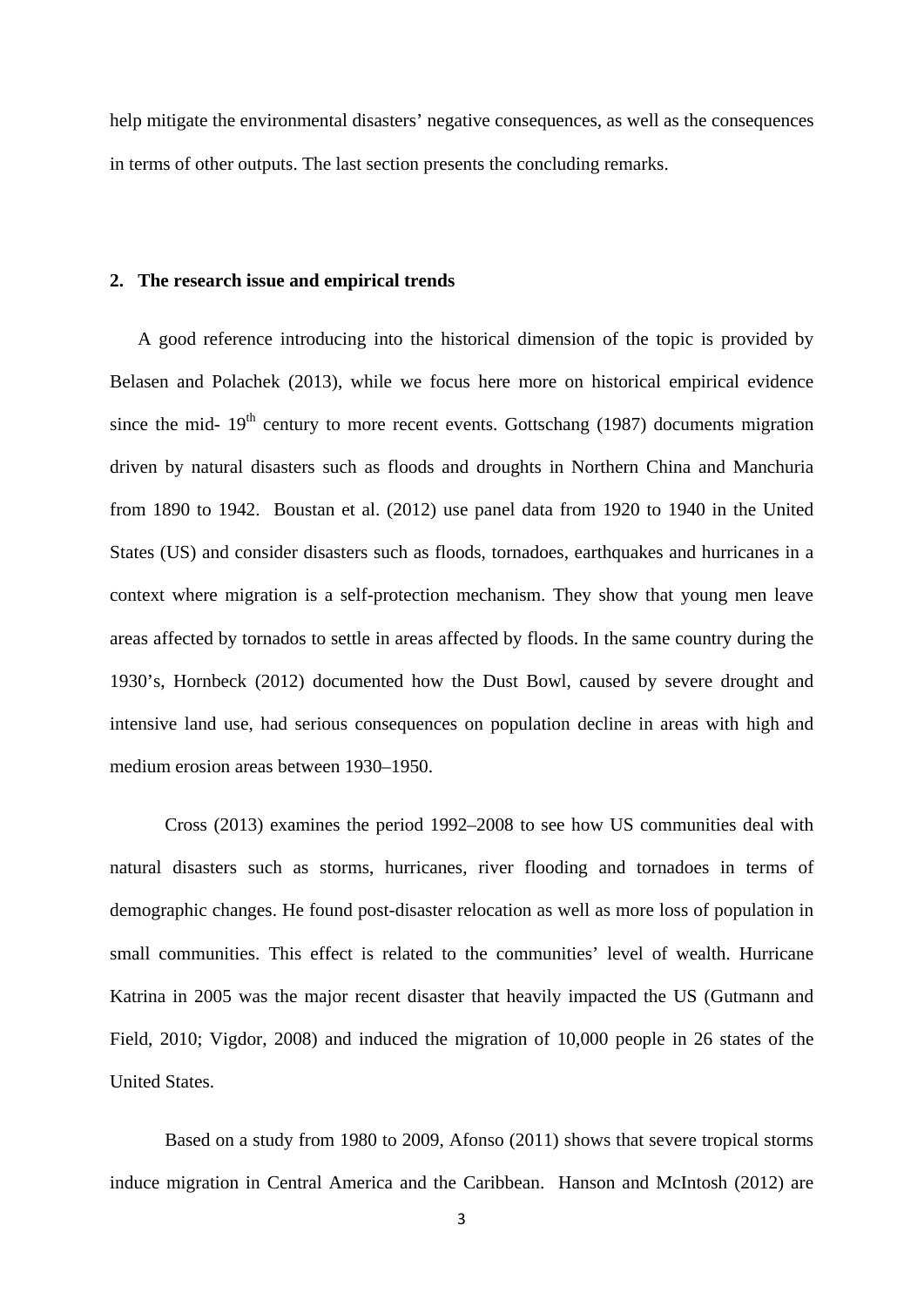help mitigate the environmental disasters' negative consequences, as well as the consequences in terms of other outputs. The last section presents the concluding remarks.

## 2. The research issue and empirical trends

A good reference introducing into the historical dimension of the topic is provided by Belasen and Polachek (2013), while we focus here more on historical empirical evidence since the mid- 19th century to more recent events. Gottschang (1987) documents migration driven by natural disasters such as floods and droughts in Northern China and Manchuria from 1890 to 1942. Boustan et al. (2012) use panel data from 1920 to 1940 in the United States (US) and consider disasters such as floods, tornadoes, earthquakes and hurricanes in a context where migration is a self-protection mechanism. They show that young men leave areas affected by tornados to settle in areas affected by floods. In the same country during the 1930's, Hornbeck (2012) documented how the Dust Bowl, caused by severe drought and intensive land use, had serious consequences on population decline in areas with high and medium erosion areas between 1930–1950.

Cross (2013) examines the period 1992–2008 to see how US communities deal with natural disasters such as storms, hurricanes, river flooding and tornadoes in terms of demographic changes. He found post-disaster relocation as well as more loss of population in small communities. This effect is related to the communities' level of wealth. Hurricane Katrina in 2005 was the major recent disaster that heavily impacted the US (Gutmann and Field, 2010; Vigdor, 2008) and induced the migration of 10,000 people in 26 states of the United States.

Based on a study from 1980 to 2009, Afonso (2011) shows that severe tropical storms induce migration in Central America and the Caribbean. Hanson and McIntosh (2012) are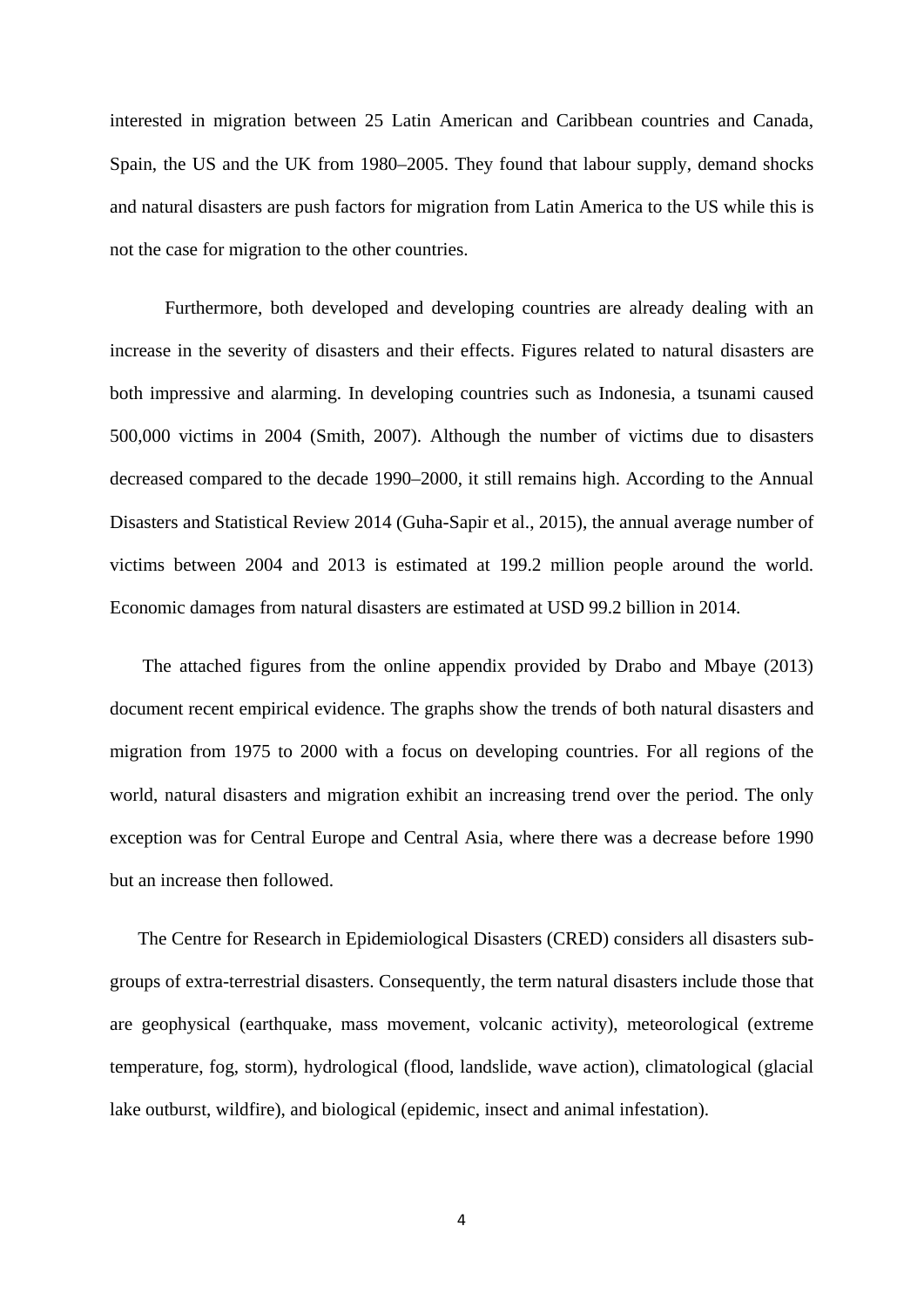interested in migration between 25 Latin American and Caribbean countries and Canada, Spain, the US and the UK from 1980–2005. They found that labour supply, demand shocks and natural disasters are push factors for migration from Latin America to the US while this is not the case for migration to the other countries.

Furthermore, both developed and developing countries are already dealing with an increase in the severity of disasters and their effects. Figures related to natural disasters are both impressive and alarming. In developing countries such as Indonesia, a tsunami caused 500,000 victims in 2004 (Smith, 2007). Although the number of victims due to disasters decreased compared to the decade 1990–2000, it still remains high. According to the Annual Disasters and Statistical Review 2014 (Guha-Sapir et al., 2015), the annual average number of victims between 2004 and 2013 is estimated at 199.2 million people around the world. Economic damages from natural disasters are estimated at USD 99.2 billion in 2014.

The attached figures from the online appendix provided by Drabo and Mbaye (2013) document recent empirical evidence. The graphs show the trends of both natural disasters and migration from 1975 to 2000 with a focus on developing countries. For all regions of the world, natural disasters and migration exhibit an increasing trend over the period. The only exception was for Central Europe and Central Asia, where there was a decrease before 1990 but an increase then followed.

The Centre for Research in Epidemiological Disasters (CRED) considers all disasters sub-groups of extra-terrestrial disasters. Consequently, the term natural disasters include those that are geophysical (earthquake, mass movement, volcanic activity), meteorological (extreme temperature, fog, storm), hydrological (flood, landslide, wave action), climatological (glacial lake outburst, wildfire), and biological (epidemic, insect and animal infestation).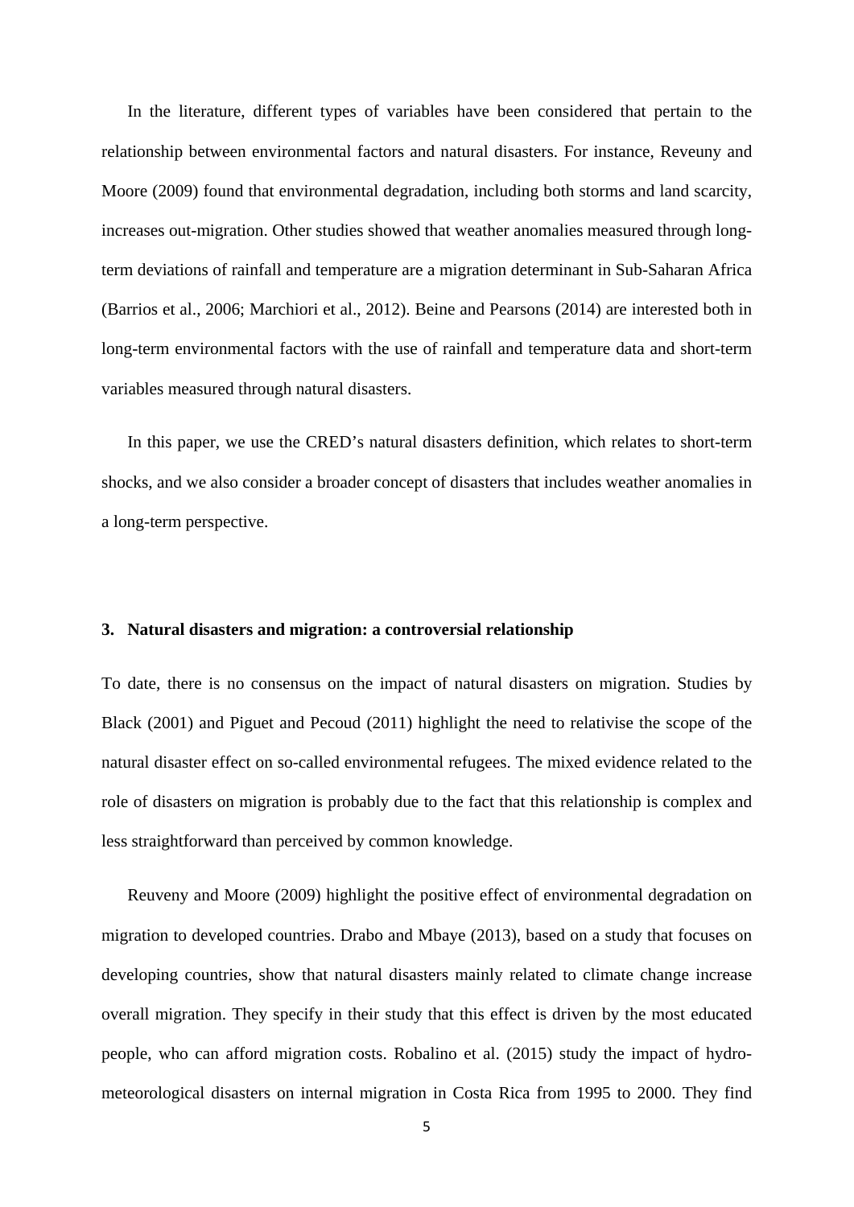In the literature, different types of variables have been considered that pertain to the relationship between environmental factors and natural disasters. For instance, Reveuny and Moore (2009) found that environmental degradation, including both storms and land scarcity, increases out-migration. Other studies showed that weather anomalies measured through long-term deviations of rainfall and temperature are a migration determinant in Sub-Saharan Africa (Barrios et al., 2006; Marchiori et al., 2012). Beine and Pearsons (2014) are interested both in long-term environmental factors with the use of rainfall and temperature data and short-term variables measured through natural disasters.

In this paper, we use the CRED's natural disasters definition, which relates to short-term shocks, and we also consider a broader concept of disasters that includes weather anomalies in a long-term perspective.

## 3. Natural disasters and migration: a controversial relationship

To date, there is no consensus on the impact of natural disasters on migration. Studies by Black (2001) and Piguet and Pecoud (2011) highlight the need to relativise the scope of the natural disaster effect on so-called environmental refugees. The mixed evidence related to the role of disasters on migration is probably due to the fact that this relationship is complex and less straightforward than perceived by common knowledge.

Reuveny and Moore (2009) highlight the positive effect of environmental degradation on migration to developed countries. Drabo and Mbaye (2013), based on a study that focuses on developing countries, show that natural disasters mainly related to climate change increase overall migration. They specify in their study that this effect is driven by the most educated people, who can afford migration costs. Robalino et al. (2015) study the impact of hydro-meteorological disasters on internal migration in Costa Rica from 1995 to 2000. They find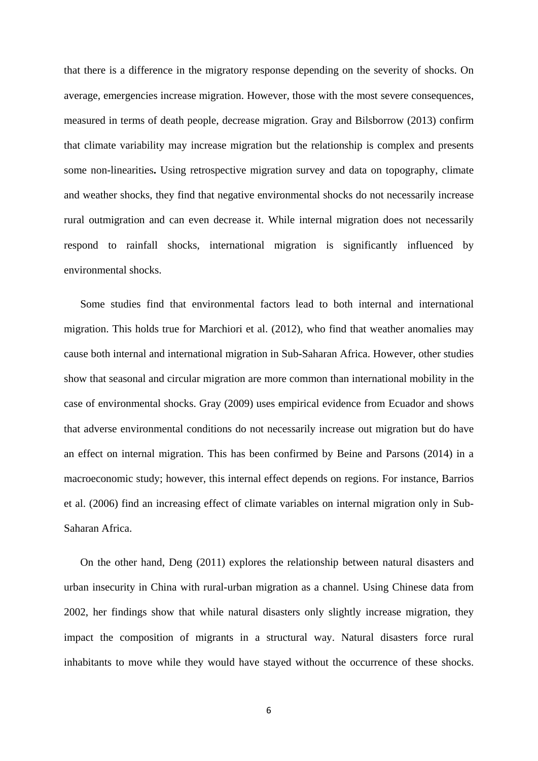that there is a difference in the migratory response depending on the severity of shocks. On average, emergencies increase migration. However, those with the most severe consequences, measured in terms of death people, decrease migration. Gray and Bilsborrow (2013) confirm that climate variability may increase migration but the relationship is complex and presents some non-linearities**.** Using retrospective migration survey and data on topography, climate and weather shocks, they find that negative environmental shocks do not necessarily increase rural outmigration and can even decrease it. While internal migration does not necessarily respond to rainfall shocks, international migration is significantly influenced by environmental shocks.

Some studies find that environmental factors lead to both internal and international migration. This holds true for Marchiori et al. (2012), who find that weather anomalies may cause both internal and international migration in Sub-Saharan Africa. However, other studies show that seasonal and circular migration are more common than international mobility in the case of environmental shocks. Gray (2009) uses empirical evidence from Ecuador and shows that adverse environmental conditions do not necessarily increase out migration but do have an effect on internal migration. This has been confirmed by Beine and Parsons (2014) in a macroeconomic study; however, this internal effect depends on regions. For instance, Barrios et al. (2006) find an increasing effect of climate variables on internal migration only in Sub-Saharan Africa.

On the other hand, Deng (2011) explores the relationship between natural disasters and urban insecurity in China with rural-urban migration as a channel. Using Chinese data from 2002, her findings show that while natural disasters only slightly increase migration, they impact the composition of migrants in a structural way. Natural disasters force rural inhabitants to move while they would have stayed without the occurrence of these shocks.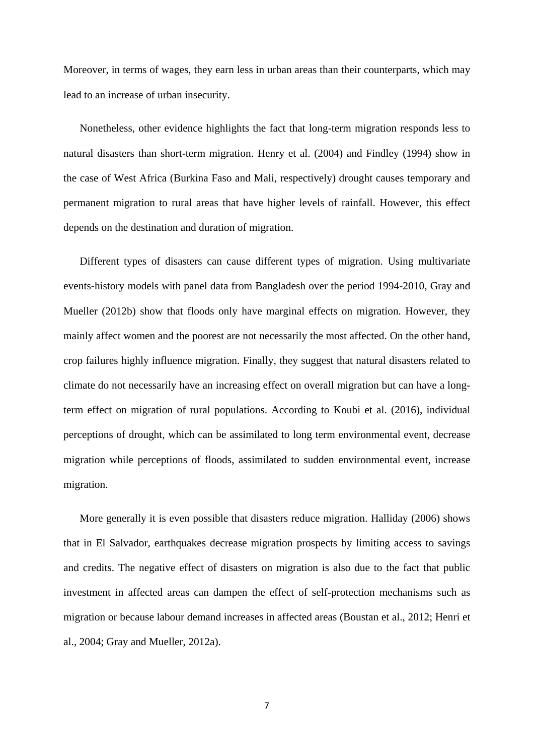Moreover, in terms of wages, they earn less in urban areas than their counterparts, which may lead to an increase of urban insecurity.

Nonetheless, other evidence highlights the fact that long-term migration responds less to natural disasters than short-term migration. Henry et al. (2004) and Findley (1994) show in the case of West Africa (Burkina Faso and Mali, respectively) drought causes temporary and permanent migration to rural areas that have higher levels of rainfall. However, this effect depends on the destination and duration of migration.

Different types of disasters can cause different types of migration. Using multivariate events-history models with panel data from Bangladesh over the period 1994-2010, Gray and Mueller (2012b) show that floods only have marginal effects on migration. However, they mainly affect women and the poorest are not necessarily the most affected. On the other hand, crop failures highly influence migration. Finally, they suggest that natural disasters related to climate do not necessarily have an increasing effect on overall migration but can have a long-term effect on migration of rural populations. According to Koubi et al. (2016), individual perceptions of drought, which can be assimilated to long term environmental event, decrease migration while perceptions of floods, assimilated to sudden environmental event, increase migration.

More generally it is even possible that disasters reduce migration. Halliday (2006) shows that in El Salvador, earthquakes decrease migration prospects by limiting access to savings and credits. The negative effect of disasters on migration is also due to the fact that public investment in affected areas can dampen the effect of self-protection mechanisms such as migration or because labour demand increases in affected areas (Boustan et al., 2012; Henri et al., 2004; Gray and Mueller, 2012a).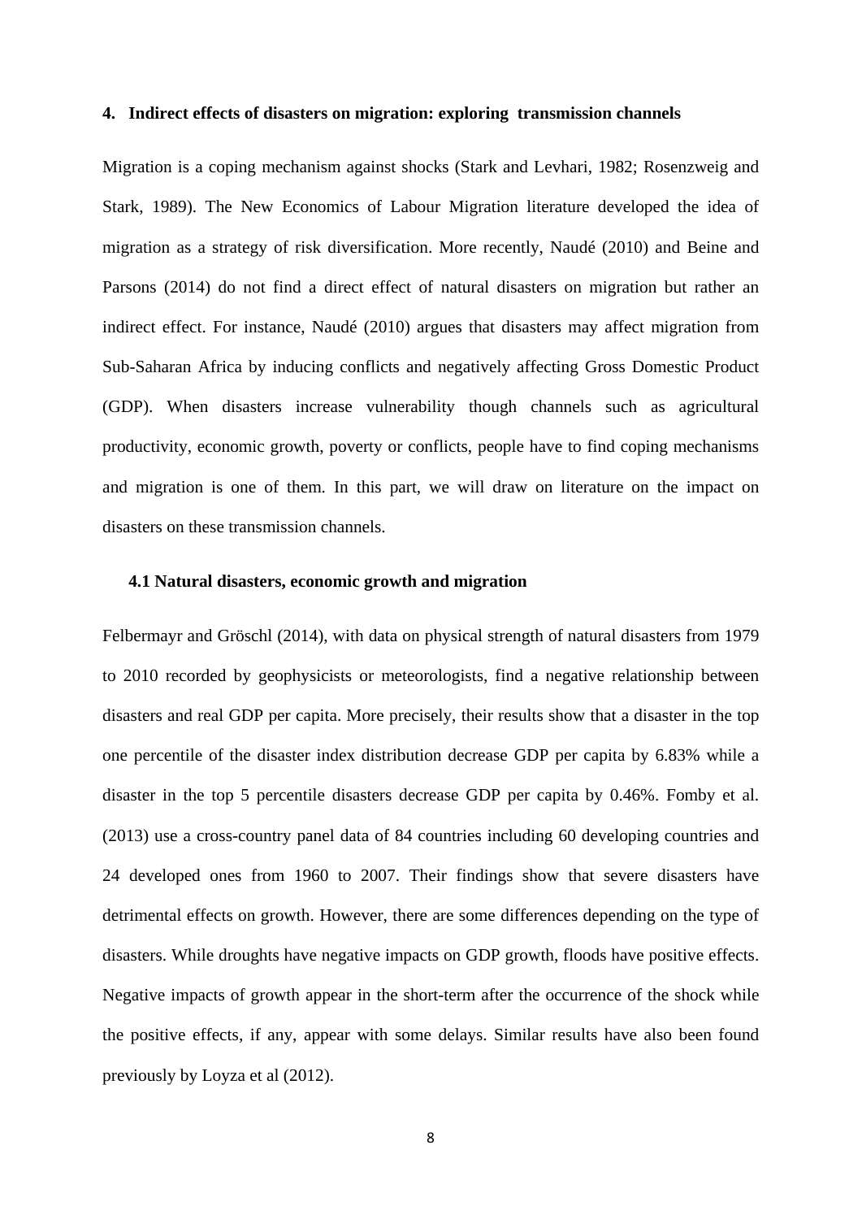## 4. Indirect effects of disasters on migration: exploring transmission channels

Migration is a coping mechanism against shocks (Stark and Levhari, 1982; Rosenzweig and Stark, 1989). The New Economics of Labour Migration literature developed the idea of migration as a strategy of risk diversification. More recently, Naudé (2010) and Beine and Parsons (2014) do not find a direct effect of natural disasters on migration but rather an indirect effect. For instance, Naudé (2010) argues that disasters may affect migration from Sub-Saharan Africa by inducing conflicts and negatively affecting Gross Domestic Product (GDP). When disasters increase vulnerability though channels such as agricultural productivity, economic growth, poverty or conflicts, people have to find coping mechanisms and migration is one of them. In this part, we will draw on literature on the impact on disasters on these transmission channels.

### 4.1 Natural disasters, economic growth and migration

Felbermayr and Gröschl (2014), with data on physical strength of natural disasters from 1979 to 2010 recorded by geophysicists or meteorologists, find a negative relationship between disasters and real GDP per capita. More precisely, their results show that a disaster in the top one percentile of the disaster index distribution decrease GDP per capita by 6.83% while a disaster in the top 5 percentile disasters decrease GDP per capita by 0.46%. Fomby et al. (2013) use a cross-country panel data of 84 countries including 60 developing countries and 24 developed ones from 1960 to 2007. Their findings show that severe disasters have detrimental effects on growth. However, there are some differences depending on the type of disasters. While droughts have negative impacts on GDP growth, floods have positive effects. Negative impacts of growth appear in the short-term after the occurrence of the shock while the positive effects, if any, appear with some delays. Similar results have also been found previously by Loyza et al (2012).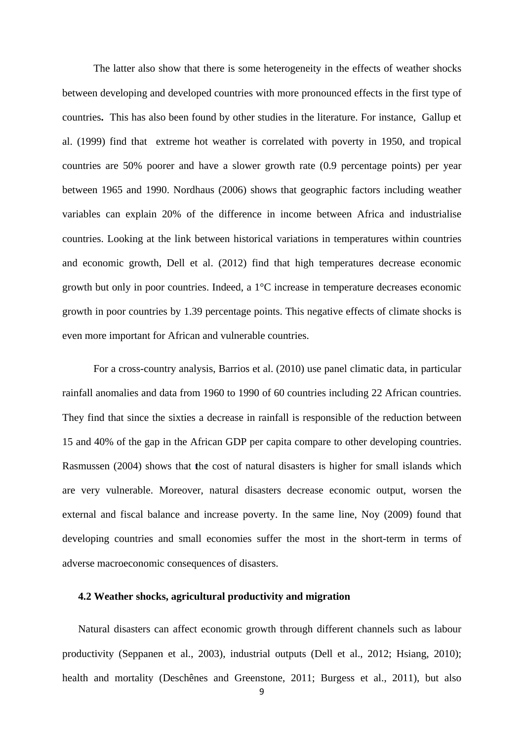The latter also show that there is some heterogeneity in the effects of weather shocks between developing and developed countries with more pronounced effects in the first type of countries. This has also been found by other studies in the literature. For instance, Gallup et al. (1999) find that extreme hot weather is correlated with poverty in 1950, and tropical countries are 50% poorer and have a slower growth rate (0.9 percentage points) per year between 1965 and 1990. Nordhaus (2006) shows that geographic factors including weather variables can explain 20% of the difference in income between Africa and industrialise countries. Looking at the link between historical variations in temperatures within countries and economic growth, Dell et al. (2012) find that high temperatures decrease economic growth but only in poor countries. Indeed, a 1°C increase in temperature decreases economic growth in poor countries by 1.39 percentage points. This negative effects of climate shocks is even more important for African and vulnerable countries.

For a cross-country analysis, Barrios et al. (2010) use panel climatic data, in particular rainfall anomalies and data from 1960 to 1990 of 60 countries including 22 African countries. They find that since the sixties a decrease in rainfall is responsible of the reduction between 15 and 40% of the gap in the African GDP per capita compare to other developing countries. Rasmussen (2004) shows that the cost of natural disasters is higher for small islands which are very vulnerable. Moreover, natural disasters decrease economic output, worsen the external and fiscal balance and increase poverty. In the same line, Noy (2009) found that developing countries and small economies suffer the most in the short-term in terms of adverse macroeconomic consequences of disasters.

### 4.2 Weather shocks, agricultural productivity and migration

Natural disasters can affect economic growth through different channels such as labour productivity (Seppanen et al., 2003), industrial outputs (Dell et al., 2012; Hsiang, 2010); health and mortality (Deschênes and Greenstone, 2011; Burgess et al., 2011), but also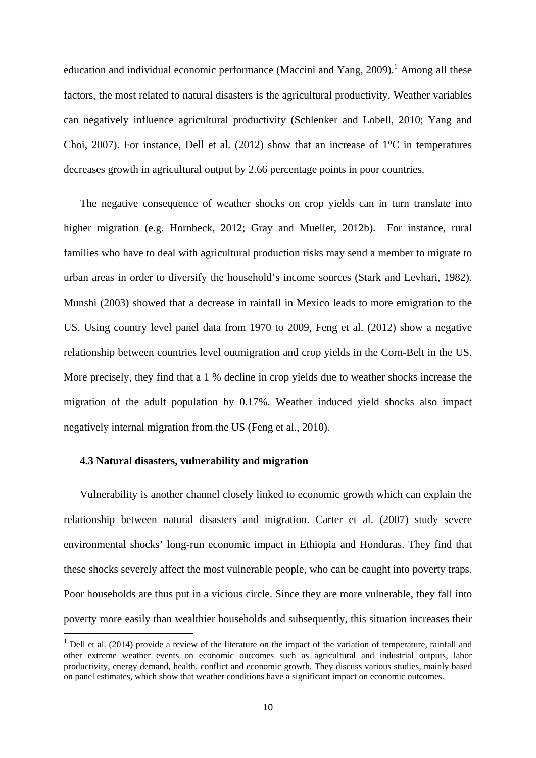education and individual economic performance (Maccini and Yang, 2009).[1] Among all these factors, the most related to natural disasters is the agricultural productivity. Weather variables can negatively influence agricultural productivity (Schlenker and Lobell, 2010; Yang and Choi, 2007). For instance, Dell et al. (2012) show that an increase of 1°C in temperatures decreases growth in agricultural output by 2.66 percentage points in poor countries.

The negative consequence of weather shocks on crop yields can in turn translate into higher migration (e.g. Hornbeck, 2012; Gray and Mueller, 2012b). For instance, rural families who have to deal with agricultural production risks may send a member to migrate to urban areas in order to diversify the household's income sources (Stark and Levhari, 1982). Munshi (2003) showed that a decrease in rainfall in Mexico leads to more emigration to the US. Using country level panel data from 1970 to 2009, Feng et al. (2012) show a negative relationship between countries level outmigration and crop yields in the Corn-Belt in the US. More precisely, they find that a 1 % decline in crop yields due to weather shocks increase the migration of the adult population by 0.17%. Weather induced yield shocks also impact negatively internal migration from the US (Feng et al., 2010).

### 4.3 Natural disasters, vulnerability and migration

Vulnerability is another channel closely linked to economic growth which can explain the relationship between natural disasters and migration. Carter et al. (2007) study severe environmental shocks' long-run economic impact in Ethiopia and Honduras. They find that these shocks severely affect the most vulnerable people, who can be caught into poverty traps. Poor households are thus put in a vicious circle. Since they are more vulnerable, they fall into poverty more easily than wealthier households and subsequently, this situation increases their

[1] Dell et al. (2014) provide a review of the literature on the impact of the variation of temperature, rainfall and other extreme weather events on economic outcomes such as agricultural and industrial outputs, labor productivity, energy demand, health, conflict and economic growth. They discuss various studies, mainly based on panel estimates, which show that weather conditions have a significant impact on economic outcomes.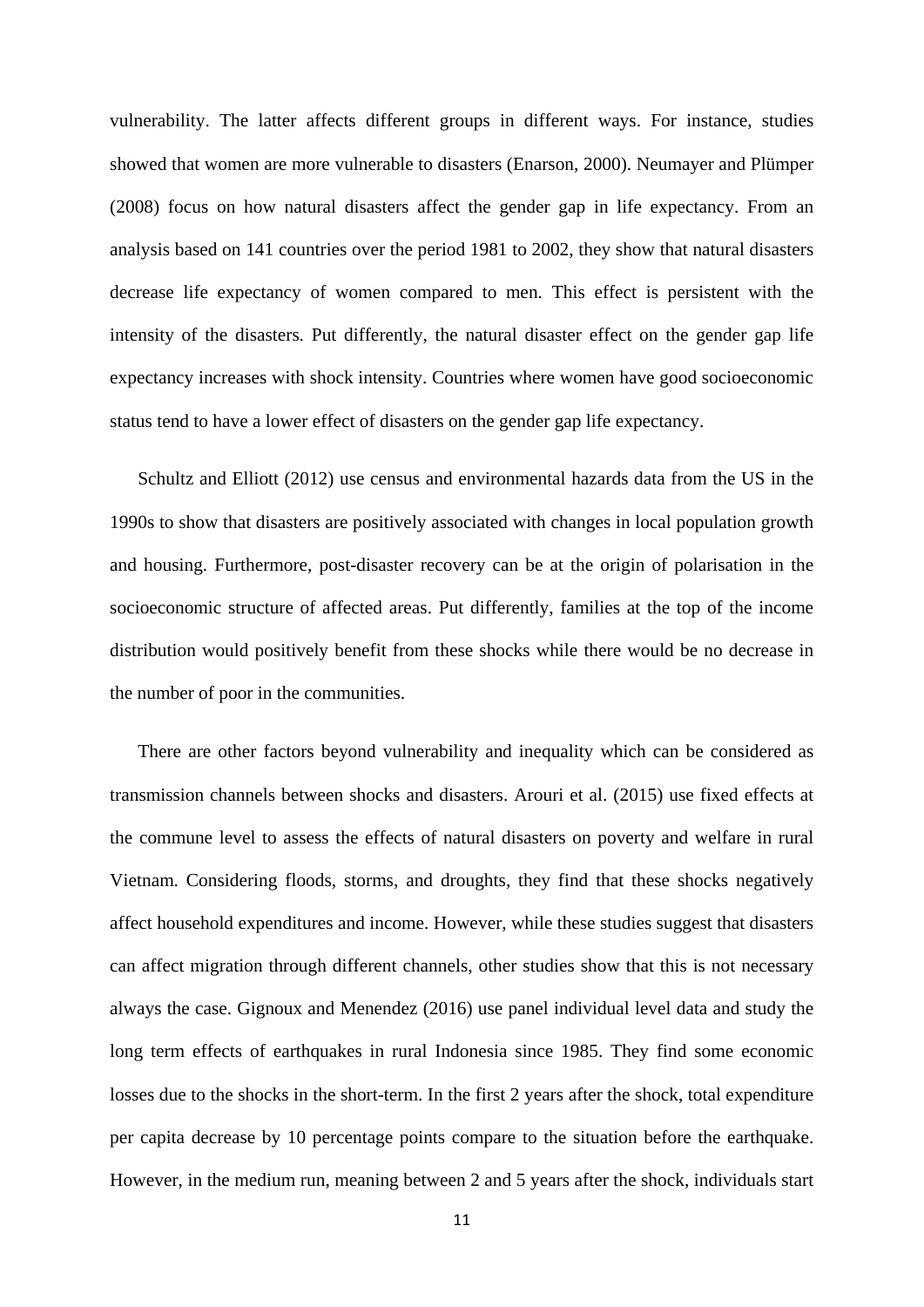vulnerability. The latter affects different groups in different ways. For instance, studies showed that women are more vulnerable to disasters (Enarson, 2000). Neumayer and Plümper (2008) focus on how natural disasters affect the gender gap in life expectancy. From an analysis based on 141 countries over the period 1981 to 2002, they show that natural disasters decrease life expectancy of women compared to men. This effect is persistent with the intensity of the disasters. Put differently, the natural disaster effect on the gender gap life expectancy increases with shock intensity. Countries where women have good socioeconomic status tend to have a lower effect of disasters on the gender gap life expectancy.

Schultz and Elliott (2012) use census and environmental hazards data from the US in the 1990s to show that disasters are positively associated with changes in local population growth and housing. Furthermore, post-disaster recovery can be at the origin of polarisation in the socioeconomic structure of affected areas. Put differently, families at the top of the income distribution would positively benefit from these shocks while there would be no decrease in the number of poor in the communities.

There are other factors beyond vulnerability and inequality which can be considered as transmission channels between shocks and disasters. Arouri et al. (2015) use fixed effects at the commune level to assess the effects of natural disasters on poverty and welfare in rural Vietnam. Considering floods, storms, and droughts, they find that these shocks negatively affect household expenditures and income. However, while these studies suggest that disasters can affect migration through different channels, other studies show that this is not necessary always the case. Gignoux and Menendez (2016) use panel individual level data and study the long term effects of earthquakes in rural Indonesia since 1985. They find some economic losses due to the shocks in the short-term. In the first 2 years after the shock, total expenditure per capita decrease by 10 percentage points compare to the situation before the earthquake. However, in the medium run, meaning between 2 and 5 years after the shock, individuals start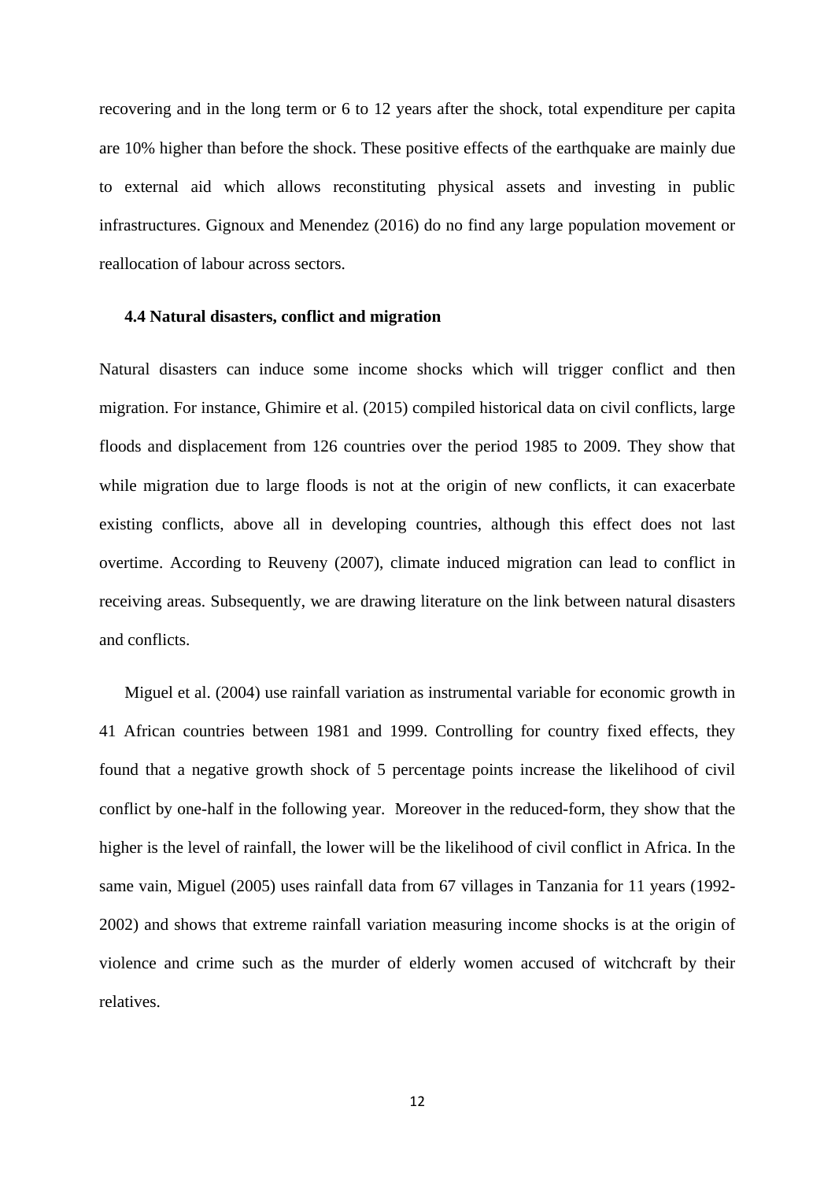recovering and in the long term or 6 to 12 years after the shock, total expenditure per capita are 10% higher than before the shock. These positive effects of the earthquake are mainly due to external aid which allows reconstituting physical assets and investing in public infrastructures. Gignoux and Menendez (2016) do no find any large population movement or reallocation of labour across sectors.

### 4.4 Natural disasters, conflict and migration

Natural disasters can induce some income shocks which will trigger conflict and then migration. For instance, Ghimire et al. (2015) compiled historical data on civil conflicts, large floods and displacement from 126 countries over the period 1985 to 2009. They show that while migration due to large floods is not at the origin of new conflicts, it can exacerbate existing conflicts, above all in developing countries, although this effect does not last overtime. According to Reuveny (2007), climate induced migration can lead to conflict in receiving areas. Subsequently, we are drawing literature on the link between natural disasters and conflicts.

Miguel et al. (2004) use rainfall variation as instrumental variable for economic growth in 41 African countries between 1981 and 1999. Controlling for country fixed effects, they found that a negative growth shock of 5 percentage points increase the likelihood of civil conflict by one-half in the following year. Moreover in the reduced-form, they show that the higher is the level of rainfall, the lower will be the likelihood of civil conflict in Africa. In the same vain, Miguel (2005) uses rainfall data from 67 villages in Tanzania for 11 years (1992-2002) and shows that extreme rainfall variation measuring income shocks is at the origin of violence and crime such as the murder of elderly women accused of witchcraft by their relatives.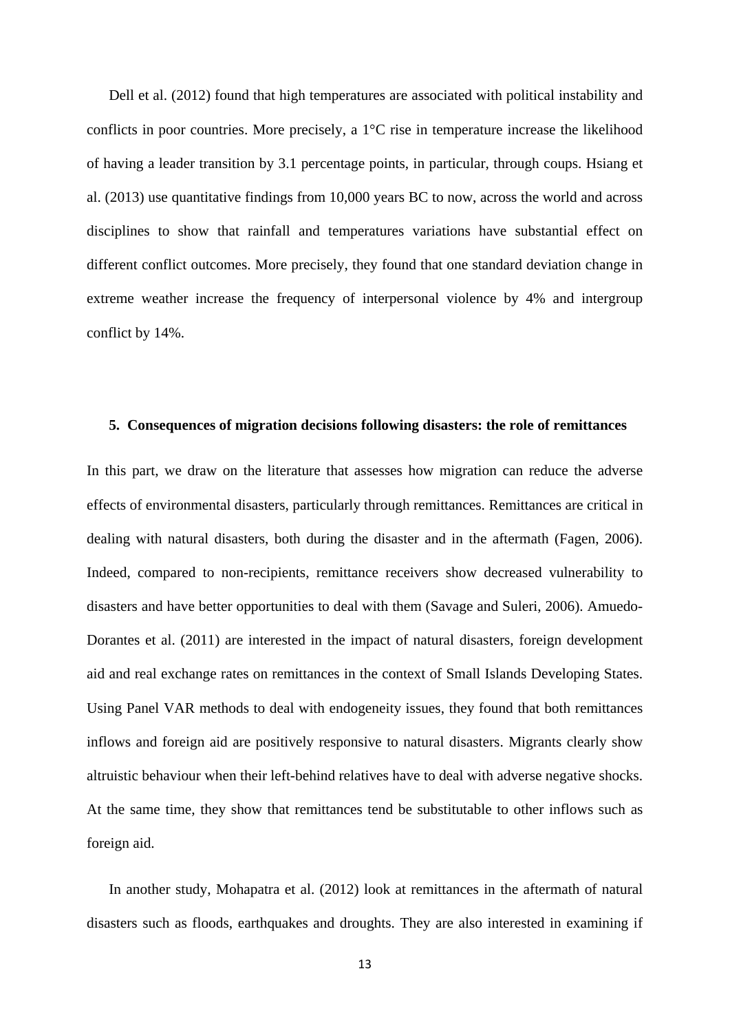Dell et al. (2012) found that high temperatures are associated with political instability and conflicts in poor countries. More precisely, a 1°C rise in temperature increase the likelihood of having a leader transition by 3.1 percentage points, in particular, through coups. Hsiang et al. (2013) use quantitative findings from 10,000 years BC to now, across the world and across disciplines to show that rainfall and temperatures variations have substantial effect on different conflict outcomes. More precisely, they found that one standard deviation change in extreme weather increase the frequency of interpersonal violence by 4% and intergroup conflict by 14%.

## 5. Consequences of migration decisions following disasters: the role of remittances

In this part, we draw on the literature that assesses how migration can reduce the adverse effects of environmental disasters, particularly through remittances. Remittances are critical in dealing with natural disasters, both during the disaster and in the aftermath (Fagen, 2006). Indeed, compared to non-recipients, remittance receivers show decreased vulnerability to disasters and have better opportunities to deal with them (Savage and Suleri, 2006). Amuedo-Dorantes et al. (2011) are interested in the impact of natural disasters, foreign development aid and real exchange rates on remittances in the context of Small Islands Developing States. Using Panel VAR methods to deal with endogeneity issues, they found that both remittances inflows and foreign aid are positively responsive to natural disasters. Migrants clearly show altruistic behaviour when their left-behind relatives have to deal with adverse negative shocks. At the same time, they show that remittances tend be substitutable to other inflows such as foreign aid.

In another study, Mohapatra et al. (2012) look at remittances in the aftermath of natural disasters such as floods, earthquakes and droughts. They are also interested in examining if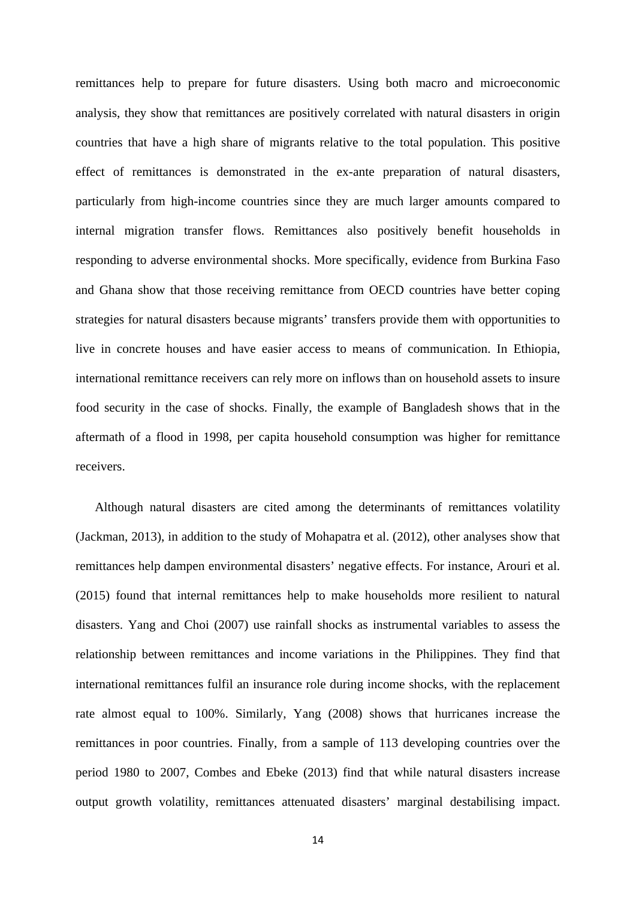remittances help to prepare for future disasters. Using both macro and microeconomic analysis, they show that remittances are positively correlated with natural disasters in origin countries that have a high share of migrants relative to the total population. This positive effect of remittances is demonstrated in the ex-ante preparation of natural disasters, particularly from high-income countries since they are much larger amounts compared to internal migration transfer flows. Remittances also positively benefit households in responding to adverse environmental shocks. More specifically, evidence from Burkina Faso and Ghana show that those receiving remittance from OECD countries have better coping strategies for natural disasters because migrants' transfers provide them with opportunities to live in concrete houses and have easier access to means of communication. In Ethiopia, international remittance receivers can rely more on inflows than on household assets to insure food security in the case of shocks. Finally, the example of Bangladesh shows that in the aftermath of a flood in 1998, per capita household consumption was higher for remittance receivers.

Although natural disasters are cited among the determinants of remittances volatility (Jackman, 2013), in addition to the study of Mohapatra et al. (2012), other analyses show that remittances help dampen environmental disasters' negative effects. For instance, Arouri et al. (2015) found that internal remittances help to make households more resilient to natural disasters. Yang and Choi (2007) use rainfall shocks as instrumental variables to assess the relationship between remittances and income variations in the Philippines. They find that international remittances fulfil an insurance role during income shocks, with the replacement rate almost equal to 100%. Similarly, Yang (2008) shows that hurricanes increase the remittances in poor countries. Finally, from a sample of 113 developing countries over the period 1980 to 2007, Combes and Ebeke (2013) find that while natural disasters increase output growth volatility, remittances attenuated disasters' marginal destabilising impact.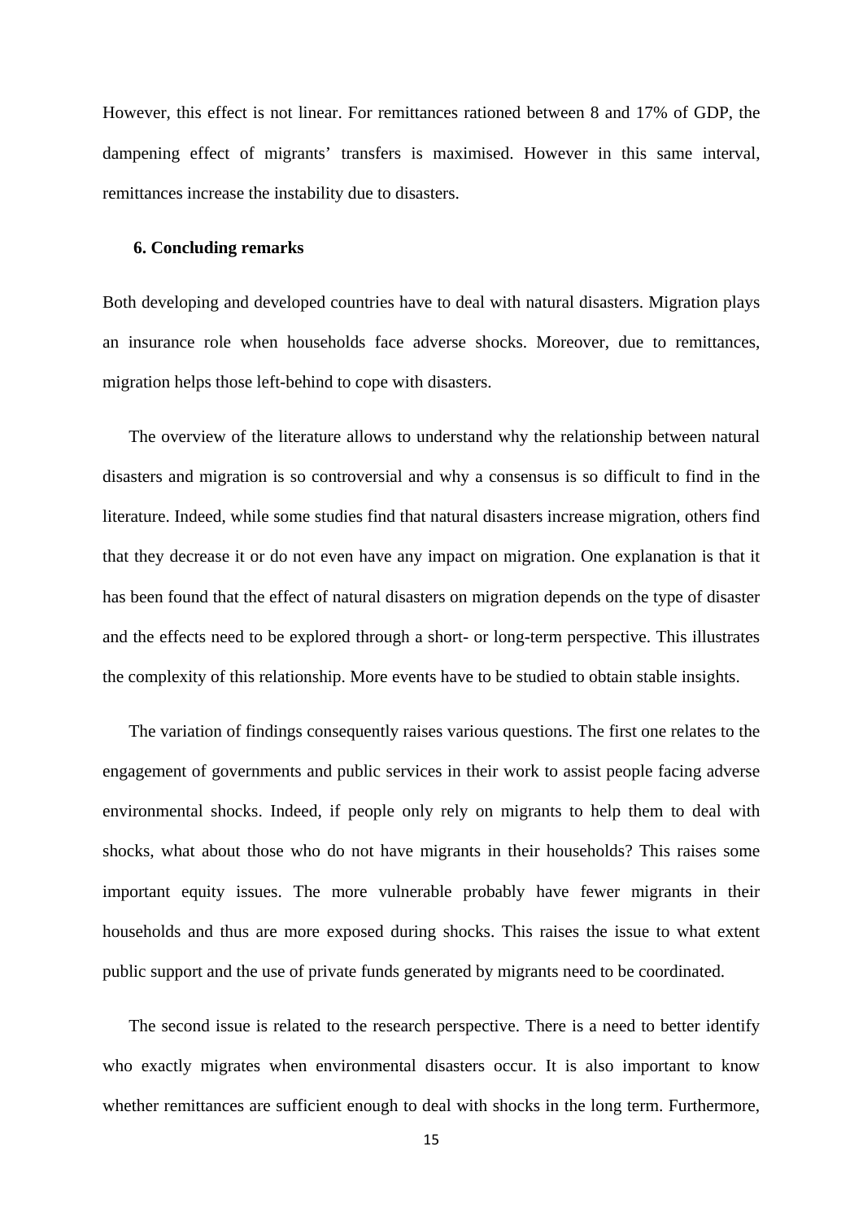However, this effect is not linear. For remittances rationed between 8 and 17% of GDP, the dampening effect of migrants' transfers is maximised. However in this same interval, remittances increase the instability due to disasters.

## 6. Concluding remarks

Both developing and developed countries have to deal with natural disasters. Migration plays an insurance role when households face adverse shocks. Moreover, due to remittances, migration helps those left-behind to cope with disasters.

The overview of the literature allows to understand why the relationship between natural disasters and migration is so controversial and why a consensus is so difficult to find in the literature. Indeed, while some studies find that natural disasters increase migration, others find that they decrease it or do not even have any impact on migration. One explanation is that it has been found that the effect of natural disasters on migration depends on the type of disaster and the effects need to be explored through a short- or long-term perspective. This illustrates the complexity of this relationship. More events have to be studied to obtain stable insights.

The variation of findings consequently raises various questions. The first one relates to the engagement of governments and public services in their work to assist people facing adverse environmental shocks. Indeed, if people only rely on migrants to help them to deal with shocks, what about those who do not have migrants in their households? This raises some important equity issues. The more vulnerable probably have fewer migrants in their households and thus are more exposed during shocks. This raises the issue to what extent public support and the use of private funds generated by migrants need to be coordinated.

The second issue is related to the research perspective. There is a need to better identify who exactly migrates when environmental disasters occur. It is also important to know whether remittances are sufficient enough to deal with shocks in the long term. Furthermore,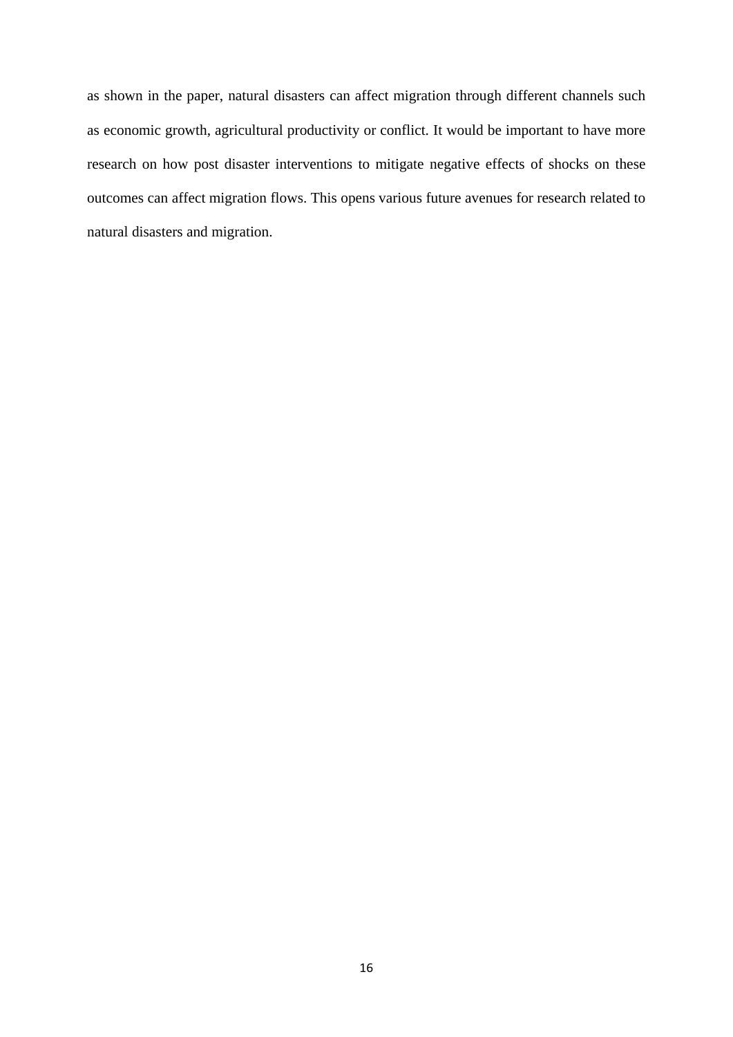as shown in the paper, natural disasters can affect migration through different channels such as economic growth, agricultural productivity or conflict. It would be important to have more research on how post disaster interventions to mitigate negative effects of shocks on these outcomes can affect migration flows. This opens various future avenues for research related to natural disasters and migration.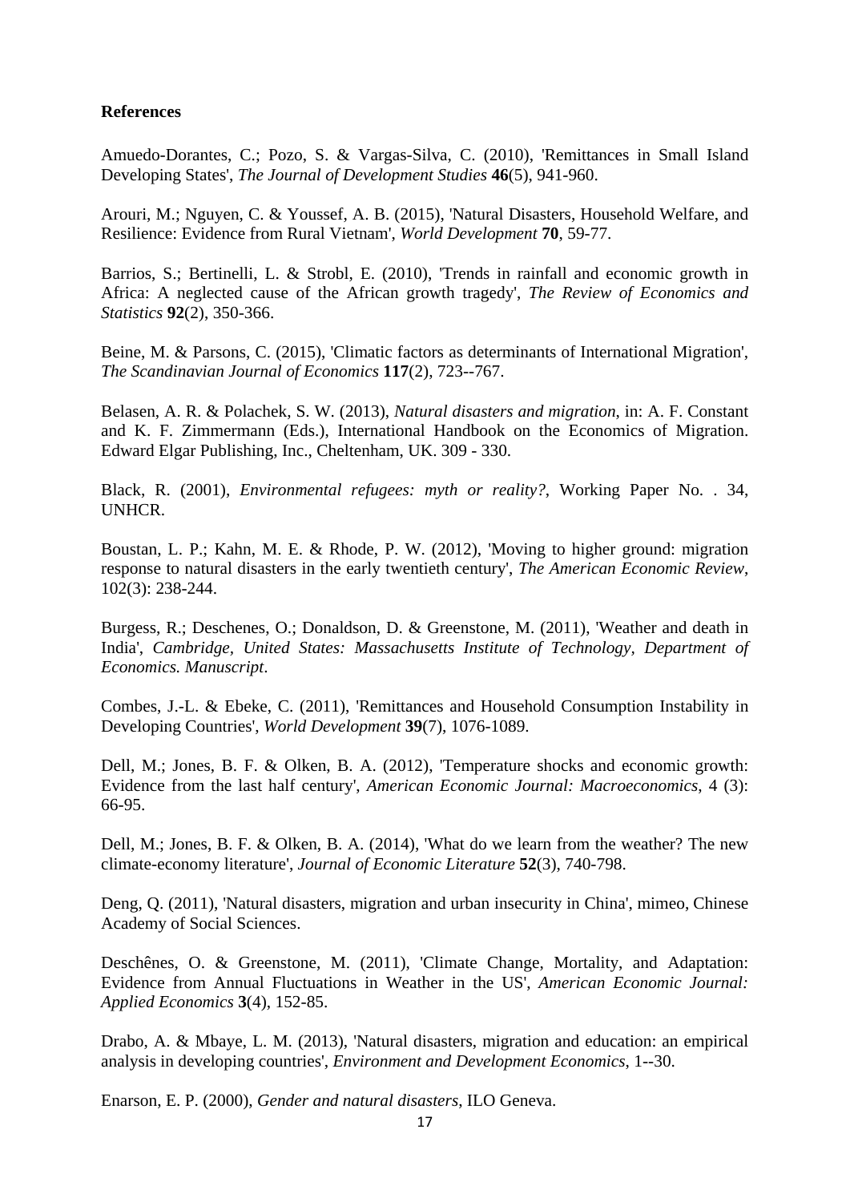**References**

Amuedo-Dorantes, C.; Pozo, S. & Vargas-Silva, C. (2010), 'Remittances in Small Island Developing States', *The Journal of Development Studies* **46**(5), 941-960.

Arouri, M.; Nguyen, C. & Youssef, A. B. (2015), 'Natural Disasters, Household Welfare, and Resilience: Evidence from Rural Vietnam', *World Development* **70**, 59-77.

Barrios, S.; Bertinelli, L. & Strobl, E. (2010), 'Trends in rainfall and economic growth in Africa: A neglected cause of the African growth tragedy', *The Review of Economics and Statistics* **92**(2), 350-366.

Beine, M. & Parsons, C. (2015), 'Climatic factors as determinants of International Migration', *The Scandinavian Journal of Economics* **117**(2), 723--767.

Belasen, A. R. & Polachek, S. W. (2013), *Natural disasters and migration*, in: A. F. Constant and K. F. Zimmermann (Eds.), International Handbook on the Economics of Migration. Edward Elgar Publishing, Inc., Cheltenham, UK. 309 - 330.

Black, R. (2001), *Environmental refugees: myth or reality?*, Working Paper No. . 34, UNHCR.

Boustan, L. P.; Kahn, M. E. & Rhode, P. W. (2012), 'Moving to higher ground: migration response to natural disasters in the early twentieth century', *The American Economic Review*, 102(3): 238-244.

Burgess, R.; Deschenes, O.; Donaldson, D. & Greenstone, M. (2011), 'Weather and death in India', *Cambridge, United States: Massachusetts Institute of Technology, Department of Economics. Manuscript*.

Combes, J.-L. & Ebeke, C. (2011), 'Remittances and Household Consumption Instability in Developing Countries', *World Development* **39**(7), 1076-1089.

Dell, M.; Jones, B. F. & Olken, B. A. (2012), 'Temperature shocks and economic growth: Evidence from the last half century', *American Economic Journal: Macroeconomics*, 4 (3): 66-95.

Dell, M.; Jones, B. F. & Olken, B. A. (2014), 'What do we learn from the weather? The new climate-economy literature', *Journal of Economic Literature* **52**(3), 740-798.

Deng, Q. (2011), 'Natural disasters, migration and urban insecurity in China', mimeo, Chinese Academy of Social Sciences.

Deschênes, O. & Greenstone, M. (2011), 'Climate Change, Mortality, and Adaptation: Evidence from Annual Fluctuations in Weather in the US', *American Economic Journal: Applied Economics* **3**(4), 152-85.

Drabo, A. & Mbaye, L. M. (2013), 'Natural disasters, migration and education: an empirical analysis in developing countries', *Environment and Development Economics*, 1--30.

Enarson, E. P. (2000), *Gender and natural disasters*, ILO Geneva.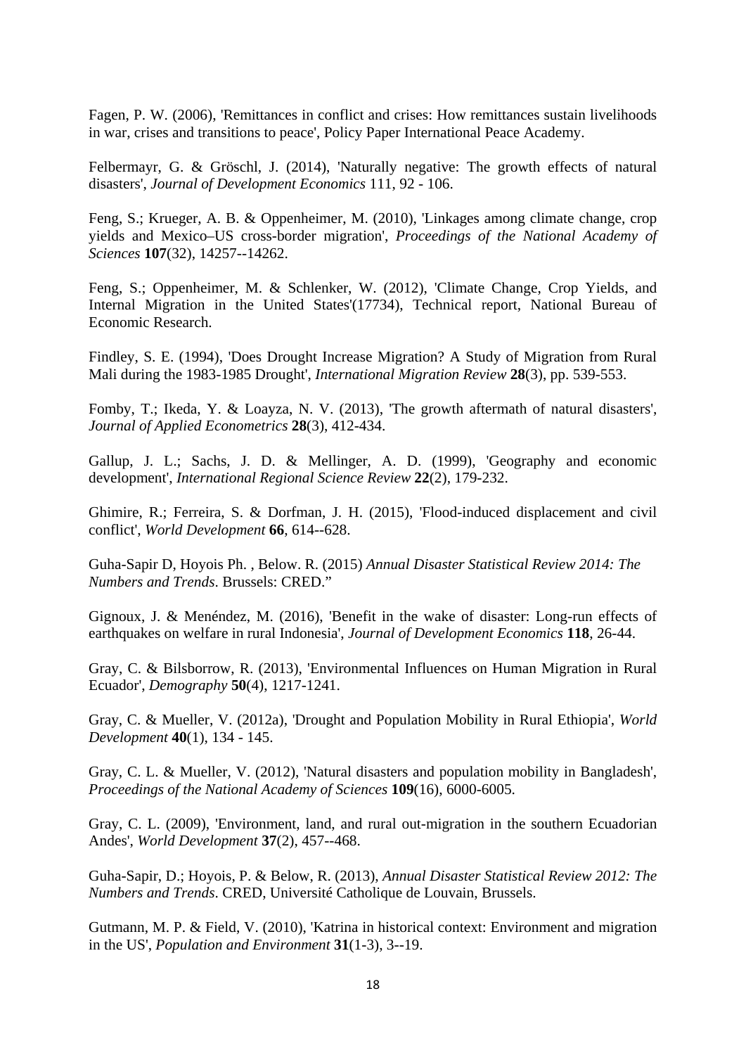Fagen, P. W. (2006), 'Remittances in conflict and crises: How remittances sustain livelihoods in war, crises and transitions to peace', Policy Paper International Peace Academy.

Felbermayr, G. & Gröschl, J. (2014), 'Naturally negative: The growth effects of natural disasters', *Journal of Development Economics* 111, 92 - 106.

Feng, S.; Krueger, A. B. & Oppenheimer, M. (2010), 'Linkages among climate change, crop yields and Mexico–US cross-border migration', *Proceedings of the National Academy of Sciences* **107**(32), 14257--14262.

Feng, S.; Oppenheimer, M. & Schlenker, W. (2012), 'Climate Change, Crop Yields, and Internal Migration in the United States'(17734), Technical report, National Bureau of Economic Research.

Findley, S. E. (1994), 'Does Drought Increase Migration? A Study of Migration from Rural Mali during the 1983-1985 Drought', *International Migration Review* **28**(3), pp. 539-553.

Fomby, T.; Ikeda, Y. & Loayza, N. V. (2013), 'The growth aftermath of natural disasters', *Journal of Applied Econometrics* **28**(3), 412-434.

Gallup, J. L.; Sachs, J. D. & Mellinger, A. D. (1999), 'Geography and economic development', *International Regional Science Review* **22**(2), 179-232.

Ghimire, R.; Ferreira, S. & Dorfman, J. H. (2015), 'Flood-induced displacement and civil conflict', *World Development* **66**, 614--628.

Guha-Sapir D, Hoyois Ph. , Below. R. (2015) *Annual Disaster Statistical Review 2014: The Numbers and Trends*. Brussels: CRED."

Gignoux, J. & Menéndez, M. (2016), 'Benefit in the wake of disaster: Long-run effects of earthquakes on welfare in rural Indonesia', *Journal of Development Economics* **118**, 26-44.

Gray, C. & Bilsborrow, R. (2013), 'Environmental Influences on Human Migration in Rural Ecuador', *Demography* **50**(4), 1217-1241.

Gray, C. & Mueller, V. (2012a), 'Drought and Population Mobility in Rural Ethiopia', *World Development* **40**(1), 134 - 145.

Gray, C. L. & Mueller, V. (2012), 'Natural disasters and population mobility in Bangladesh', *Proceedings of the National Academy of Sciences* **109**(16), 6000-6005.

Gray, C. L. (2009), 'Environment, land, and rural out-migration in the southern Ecuadorian Andes', *World Development* **37**(2), 457--468.

Guha-Sapir, D.; Hoyois, P. & Below, R. (2013), *Annual Disaster Statistical Review 2012: The Numbers and Trends*. CRED, Université Catholique de Louvain, Brussels.

Gutmann, M. P. & Field, V. (2010), 'Katrina in historical context: Environment and migration in the US', *Population and Environment* **31**(1-3), 3--19.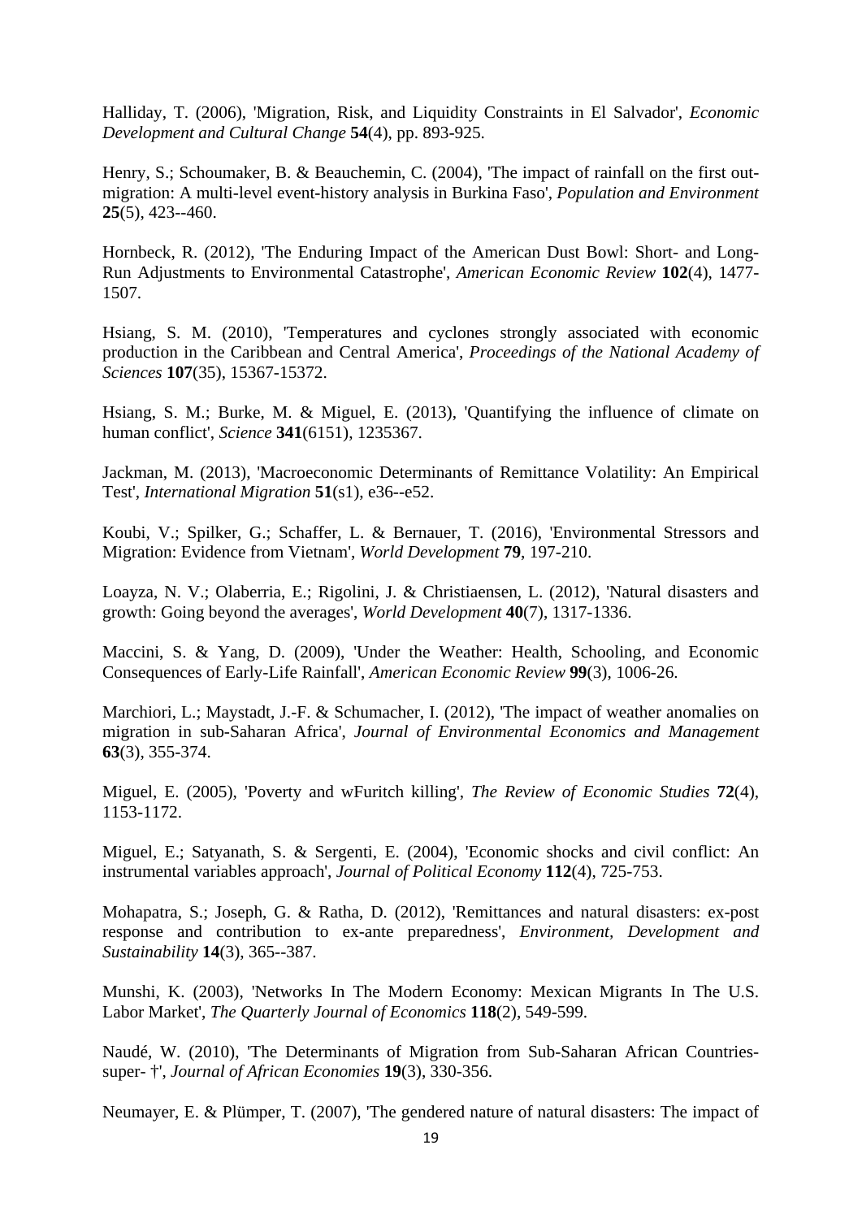Halliday, T. (2006), 'Migration, Risk, and Liquidity Constraints in El Salvador', *Economic Development and Cultural Change* **54**(4), pp. 893-925.

Henry, S.; Schoumaker, B. & Beauchemin, C. (2004), 'The impact of rainfall on the first out-migration: A multi-level event-history analysis in Burkina Faso', *Population and Environment* **25**(5), 423--460.

Hornbeck, R. (2012), 'The Enduring Impact of the American Dust Bowl: Short- and Long-Run Adjustments to Environmental Catastrophe', *American Economic Review* **102**(4), 1477-1507.

Hsiang, S. M. (2010), 'Temperatures and cyclones strongly associated with economic production in the Caribbean and Central America', *Proceedings of the National Academy of Sciences* **107**(35), 15367-15372.

Hsiang, S. M.; Burke, M. & Miguel, E. (2013), 'Quantifying the influence of climate on human conflict', *Science* **341**(6151), 1235367.

Jackman, M. (2013), 'Macroeconomic Determinants of Remittance Volatility: An Empirical Test', *International Migration* **51**(s1), e36--e52.

Koubi, V.; Spilker, G.; Schaffer, L. & Bernauer, T. (2016), 'Environmental Stressors and Migration: Evidence from Vietnam', *World Development* **79**, 197-210.

Loayza, N. V.; Olaberria, E.; Rigolini, J. & Christiaensen, L. (2012), 'Natural disasters and growth: Going beyond the averages', *World Development* **40**(7), 1317-1336.

Maccini, S. & Yang, D. (2009), 'Under the Weather: Health, Schooling, and Economic Consequences of Early-Life Rainfall', *American Economic Review* **99**(3), 1006-26.

Marchiori, L.; Maystadt, J.-F. & Schumacher, I. (2012), 'The impact of weather anomalies on migration in sub-Saharan Africa', *Journal of Environmental Economics and Management* **63**(3), 355-374.

Miguel, E. (2005), 'Poverty and wFuritch killing', *The Review of Economic Studies* **72**(4), 1153-1172.

Miguel, E.; Satyanath, S. & Sergenti, E. (2004), 'Economic shocks and civil conflict: An instrumental variables approach', *Journal of Political Economy* **112**(4), 725-753.

Mohapatra, S.; Joseph, G. & Ratha, D. (2012), 'Remittances and natural disasters: ex-post response and contribution to ex-ante preparedness', *Environment, Development and Sustainability* **14**(3), 365--387.

Munshi, K. (2003), 'Networks In The Modern Economy: Mexican Migrants In The U.S. Labor Market', *The Quarterly Journal of Economics* **118**(2), 549-599.

Naudé, W. (2010), 'The Determinants of Migration from Sub-Saharan African Countries-super- †', *Journal of African Economies* **19**(3), 330-356.

Neumayer, E. & Plümper, T. (2007), 'The gendered nature of natural disasters: The impact of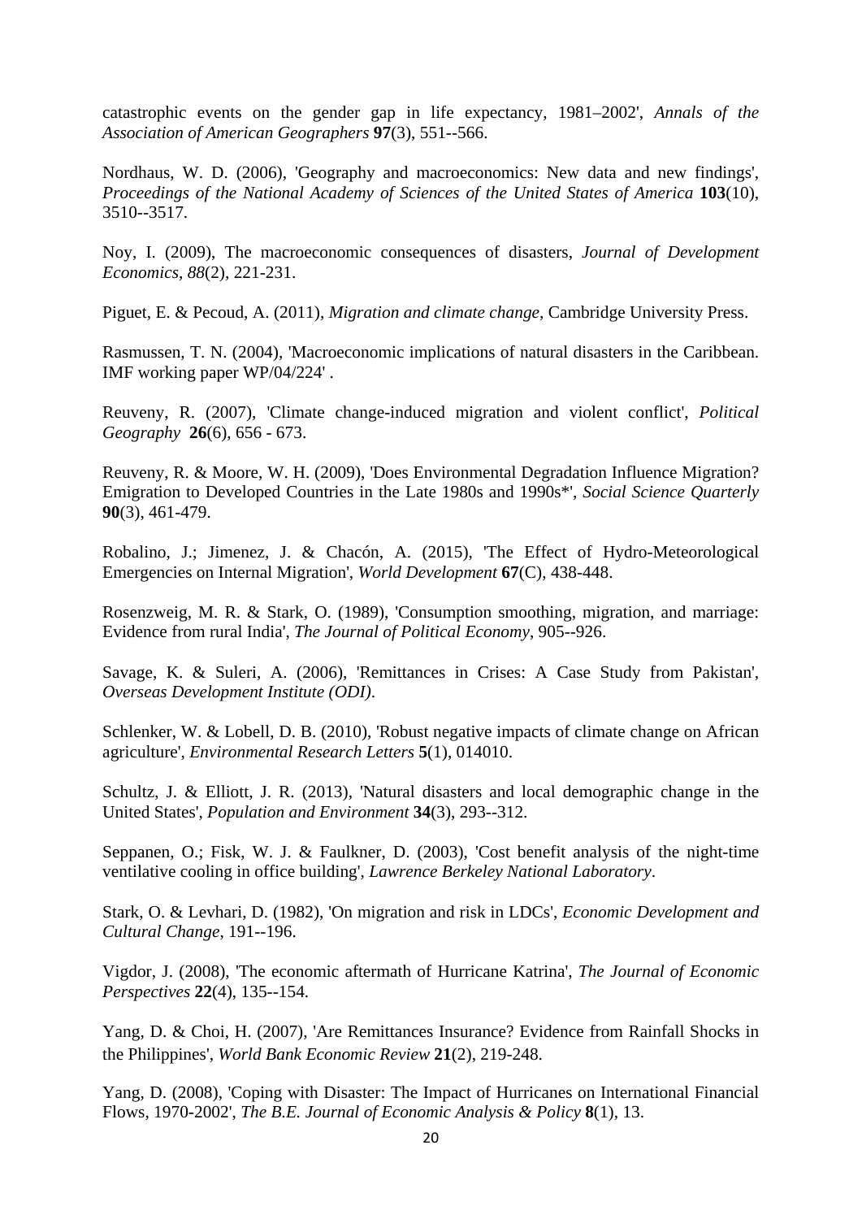catastrophic events on the gender gap in life expectancy, 1981–2002', *Annals of the Association of American Geographers* **97**(3), 551--566.

Nordhaus, W. D. (2006), 'Geography and macroeconomics: New data and new findings', *Proceedings of the National Academy of Sciences of the United States of America* **103**(10), 3510--3517.

Noy, I. (2009), The macroeconomic consequences of disasters, *Journal of Development Economics*, *88*(2), 221-231.

Piguet, E. & Pecoud, A. (2011), *Migration and climate change*, Cambridge University Press.

Rasmussen, T. N. (2004), 'Macroeconomic implications of natural disasters in the Caribbean. IMF working paper WP/04/224' .

Reuveny, R. (2007), 'Climate change-induced migration and violent conflict', *Political Geography* **26**(6), 656 - 673.

Reuveny, R. & Moore, W. H. (2009), 'Does Environmental Degradation Influence Migration? Emigration to Developed Countries in the Late 1980s and 1990s*', *Social Science Quarterly* **90**(3), 461-479.

Robalino, J.; Jimenez, J. & Chacón, A. (2015), 'The Effect of Hydro-Meteorological Emergencies on Internal Migration', *World Development* **67**(C), 438-448.

Rosenzweig, M. R. & Stark, O. (1989), 'Consumption smoothing, migration, and marriage: Evidence from rural India', *The Journal of Political Economy*, 905--926.

Savage, K. & Suleri, A. (2006), 'Remittances in Crises: A Case Study from Pakistan', *Overseas Development Institute (ODI)*.

Schlenker, W. & Lobell, D. B. (2010), 'Robust negative impacts of climate change on African agriculture', *Environmental Research Letters* **5**(1), 014010.

Schultz, J. & Elliott, J. R. (2013), 'Natural disasters and local demographic change in the United States', *Population and Environment* **34**(3), 293--312.

Seppanen, O.; Fisk, W. J. & Faulkner, D. (2003), 'Cost benefit analysis of the night-time ventilative cooling in office building', *Lawrence Berkeley National Laboratory*.

Stark, O. & Levhari, D. (1982), 'On migration and risk in LDCs', *Economic Development and Cultural Change*, 191--196.

Vigdor, J. (2008), 'The economic aftermath of Hurricane Katrina', *The Journal of Economic Perspectives* **22**(4), 135--154.

Yang, D. & Choi, H. (2007), 'Are Remittances Insurance? Evidence from Rainfall Shocks in the Philippines', *World Bank Economic Review* **21**(2), 219-248.

Yang, D. (2008), 'Coping with Disaster: The Impact of Hurricanes on International Financial Flows, 1970-2002', *The B.E. Journal of Economic Analysis & Policy* **8**(1), 13.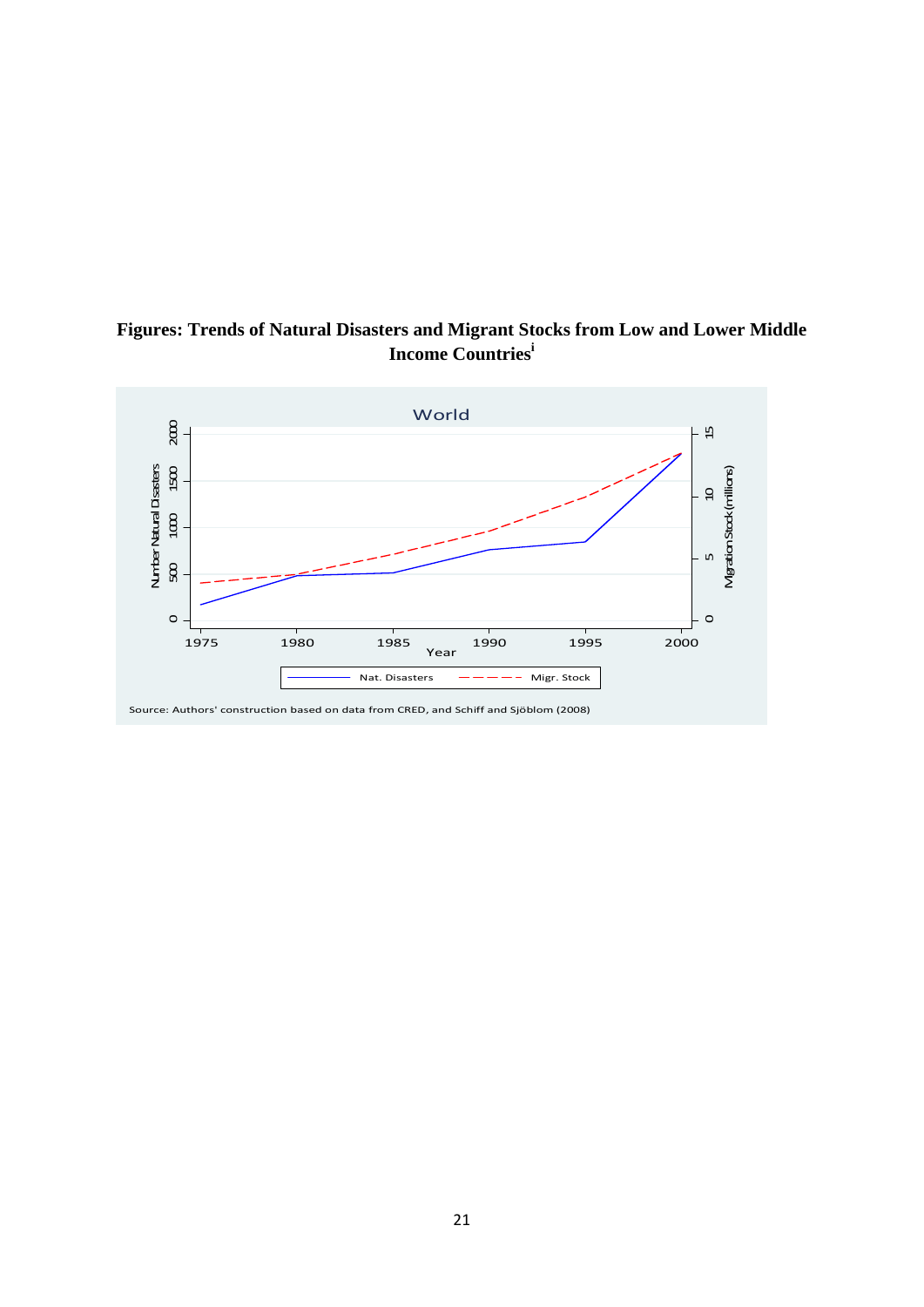**Figures: Trends of Natural Disasters and Migrant Stocks from Low and Lower Middle Income Countries**[i]

Source: Authors' construction based on data from CRED, and Schiff and Sjöblom (2008)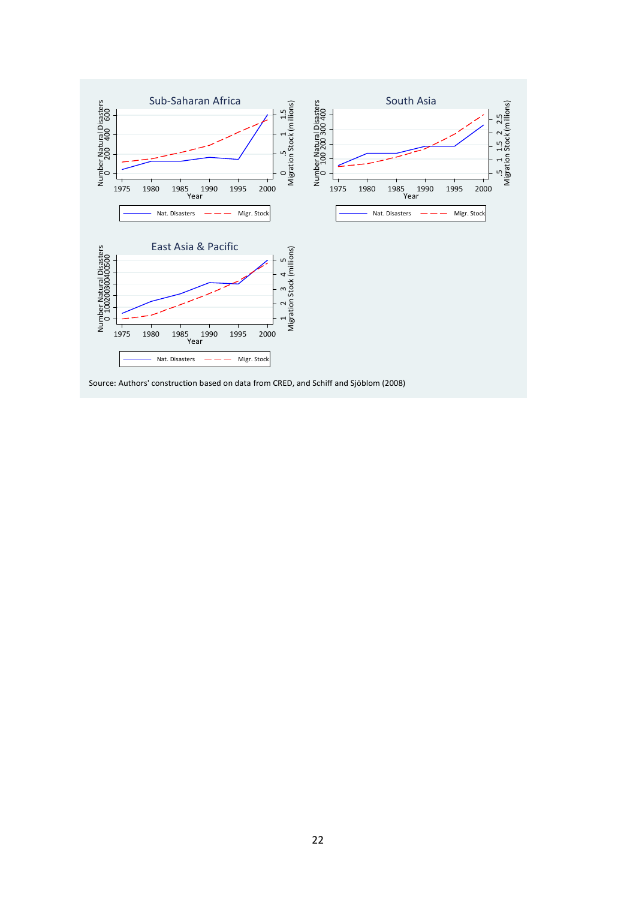Source: Authors' construction based on data from CRED, and Schiff and Sjöblom (2008)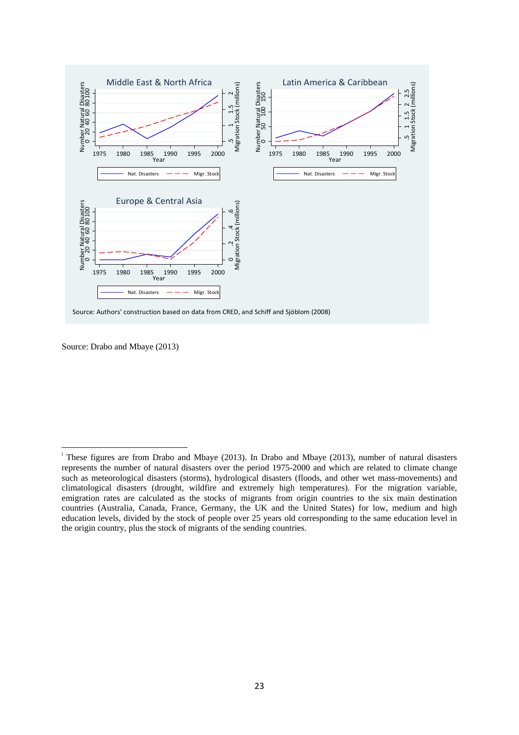Source: Drabo and Mbaye (2013)

[i] These figures are from Drabo and Mbaye (2013). In Drabo and Mbaye (2013), number of natural disasters represents the number of natural disasters over the period 1975-2000 and which are related to climate change such as meteorological disasters (storms), hydrological disasters (floods, and other wet mass-movements) and climatological disasters (drought, wildfire and extremely high temperatures). For the migration variable, emigration rates are calculated as the stocks of migrants from origin countries to the six main destination countries (Australia, Canada, France, Germany, the UK and the United States) for low, medium and high education levels, divided by the stock of people over 25 years old corresponding to the same education level in the origin country, plus the stock of migrants of the sending countries.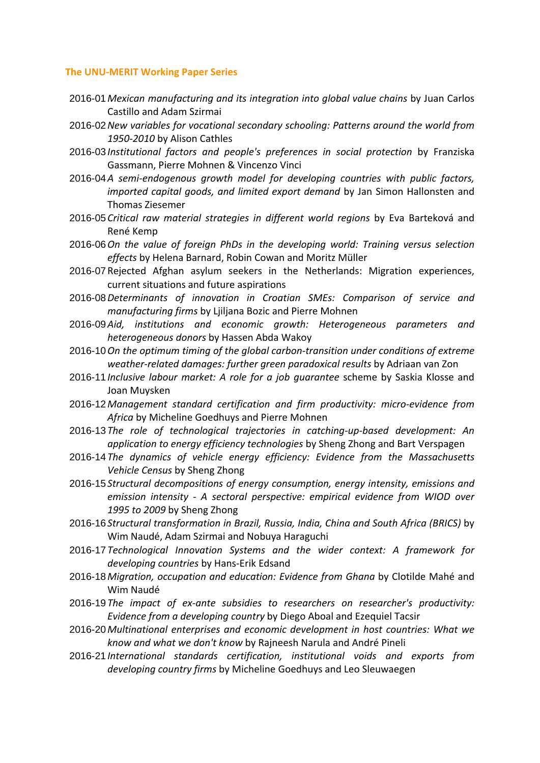### The UNU-MERIT Working Paper Series

2016-01 *Mexican manufacturing and its integration into global value chains* by Juan Carlos Castillo and Adam Szirmai

2016-02 *New variables for vocational secondary schooling: Patterns around the world from 1950-2010* by Alison Cathles

2016-03 *Institutional factors and people's preferences in social protection* by Franziska Gassmann, Pierre Mohnen & Vincenzo Vinci

2016-04 *A semi-endogenous growth model for developing countries with public factors, imported capital goods, and limited export demand* by Jan Simon Hallonsten and Thomas Ziesemer

2016-05 *Critical raw material strategies in different world regions* by Eva Barteková and René Kemp

2016-06 *On the value of foreign PhDs in the developing world: Training versus selection effects* by Helena Barnard, Robin Cowan and Moritz Müller

2016-07 Rejected Afghan asylum seekers in the Netherlands: Migration experiences, current situations and future aspirations

2016-08 *Determinants of innovation in Croatian SMEs: Comparison of service and manufacturing firms* by Ljiljana Bozic and Pierre Mohnen

2016-09 *Aid, institutions and economic growth: Heterogeneous parameters and heterogeneous donors* by Hassen Abda Wakoy

2016-10 *On the optimum timing of the global carbon-transition under conditions of extreme weather-related damages: further green paradoxical results* by Adriaan van Zon

2016-11 *Inclusive labour market: A role for a job guarantee* scheme by Saskia Klosse and Joan Muysken

2016-12 *Management standard certification and firm productivity: micro-evidence from Africa* by Micheline Goedhuys and Pierre Mohnen

2016-13 *The role of technological trajectories in catching-up-based development: An application to energy efficiency technologies* by Sheng Zhong and Bart Verspagen

2016-14 *The dynamics of vehicle energy efficiency: Evidence from the Massachusetts Vehicle Census* by Sheng Zhong

2016-15 *Structural decompositions of energy consumption, energy intensity, emissions and emission intensity - A sectoral perspective: empirical evidence from WIOD over 1995 to 2009* by Sheng Zhong

2016-16 *Structural transformation in Brazil, Russia, India, China and South Africa (BRICS)* by Wim Naudé, Adam Szirmai and Nobuya Haraguchi

2016-17 *Technological Innovation Systems and the wider context: A framework for developing countries* by Hans-Erik Edsand

2016-18 *Migration, occupation and education: Evidence from Ghana* by Clotilde Mahé and Wim Naudé

2016-19 *The impact of ex-ante subsidies to researchers on researcher's productivity: Evidence from a developing country* by Diego Aboal and Ezequiel Tacsir

2016-20 *Multinational enterprises and economic development in host countries: What we know and what we don't know* by Rajneesh Narula and André Pineli

2016-21 *International standards certification, institutional voids and exports from developing country firms* by Micheline Goedhuys and Leo Sleuwaegen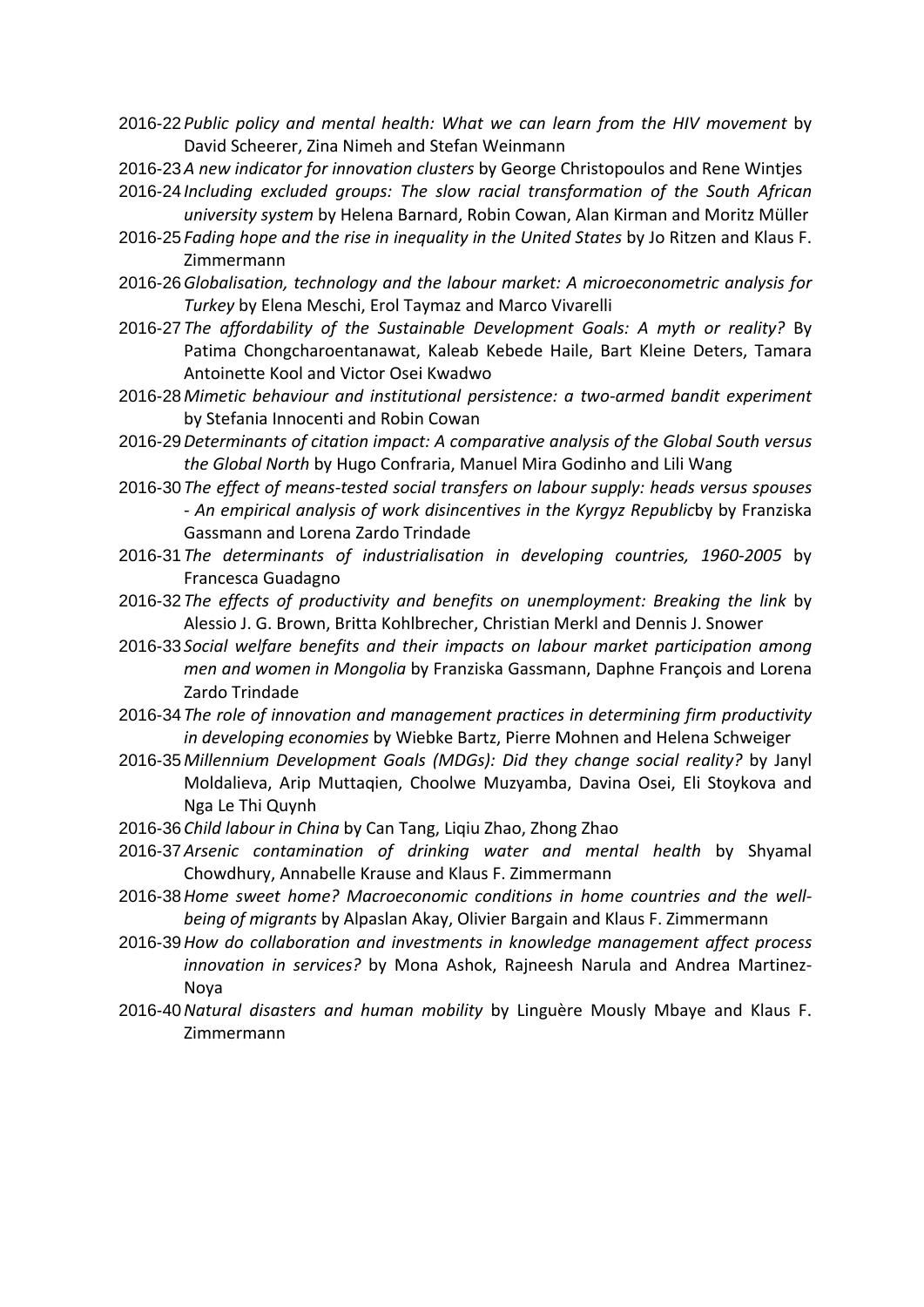2016-22 *Public policy and mental health: What we can learn from the HIV movement* by David Scheerer, Zina Nimeh and Stefan Weinmann

2016-23 *A new indicator for innovation clusters* by George Christopoulos and Rene Wintjes

2016-24 *Including excluded groups: The slow racial transformation of the South African university system* by Helena Barnard, Robin Cowan, Alan Kirman and Moritz Müller

2016-25 *Fading hope and the rise in inequality in the United States* by Jo Ritzen and Klaus F. Zimmermann

2016-26 *Globalisation, technology and the labour market: A microeconometric analysis for Turkey* by Elena Meschi, Erol Taymaz and Marco Vivarelli

2016-27 *The affordability of the Sustainable Development Goals: A myth or reality?* By Patima Chongcharoentanawat, Kaleab Kebede Haile, Bart Kleine Deters, Tamara Antoinette Kool and Victor Osei Kwadwo

2016-28 *Mimetic behaviour and institutional persistence: a two-armed bandit experiment* by Stefania Innocenti and Robin Cowan

2016-29 *Determinants of citation impact: A comparative analysis of the Global South versus the Global North* by Hugo Confraria, Manuel Mira Godinho and Lili Wang

2016-30 *The effect of means-tested social transfers on labour supply: heads versus spouses - An empirical analysis of work disincentives in the Kyrgyz Republic*by by Franziska Gassmann and Lorena Zardo Trindade

2016-31 *The determinants of industrialisation in developing countries, 1960-2005* by Francesca Guadagno

2016-32 *The effects of productivity and benefits on unemployment: Breaking the link* by Alessio J. G. Brown, Britta Kohlbrecher, Christian Merkl and Dennis J. Snower

2016-33 *Social welfare benefits and their impacts on labour market participation among men and women in Mongolia* by Franziska Gassmann, Daphne François and Lorena Zardo Trindade

2016-34 *The role of innovation and management practices in determining firm productivity in developing economies* by Wiebke Bartz, Pierre Mohnen and Helena Schweiger

2016-35 *Millennium Development Goals (MDGs): Did they change social reality?* by Janyl Moldalieva, Arip Muttaqien, Choolwe Muzyamba, Davina Osei, Eli Stoykova and Nga Le Thi Quynh

2016-36 *Child labour in China* by Can Tang, Liqiu Zhao, Zhong Zhao

2016-37 *Arsenic contamination of drinking water and mental health* by Shyamal Chowdhury, Annabelle Krause and Klaus F. Zimmermann

2016-38 *Home sweet home? Macroeconomic conditions in home countries and the well-being of migrants* by Alpaslan Akay, Olivier Bargain and Klaus F. Zimmermann

2016-39 *How do collaboration and investments in knowledge management affect process innovation in services?* by Mona Ashok, Rajneesh Narula and Andrea Martinez-Noya

2016-40 *Natural disasters and human mobility* by Linguère Mously Mbaye and Klaus F. Zimmermann